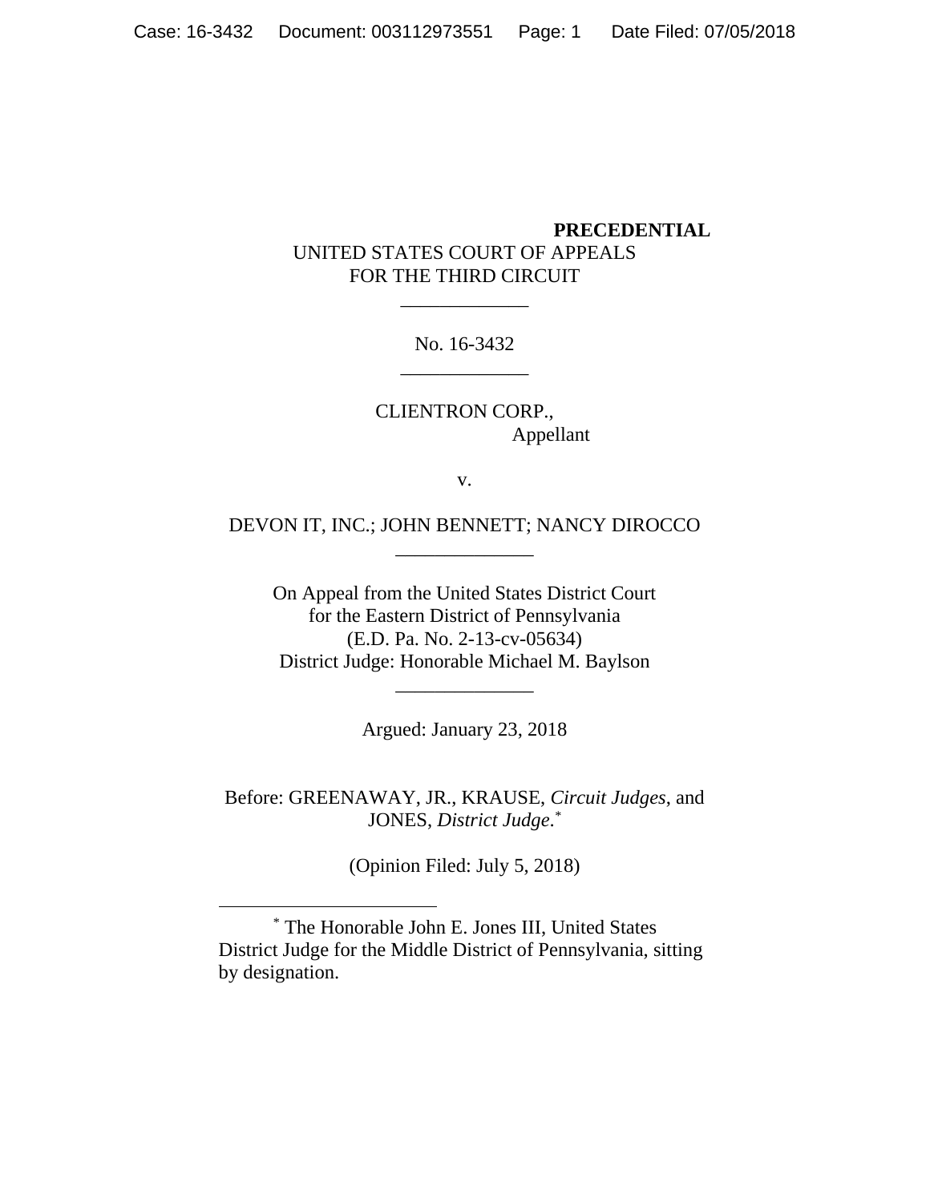**PRECEDENTIAL**

UNITED STATES COURT OF APPEALS
FOR THE THIRD CIRCUIT

\_\_\_\_\_\_\_\_\_\_\_\_\_

No. 16-3432

\_\_\_\_\_\_\_\_\_\_\_\_\_

CLIENTRON CORP.,
Appellant

v.

DEVON IT, INC.; JOHN BENNETT; NANCY DIROCCO

\_\_\_\_\_\_\_\_\_\_\_\_\_\_

On Appeal from the United States District Court
for the Eastern District of Pennsylvania
(E.D. Pa. No. 2-13-cv-05634)
District Judge: Honorable Michael M. Baylson

\_\_\_\_\_\_\_\_\_\_\_\_\_\_

Argued: January 23, 2018

Before: GREENAWAY, JR., KRAUSE, *Circuit Judges*, and JONES, *District Judge*.[*]

(Opinion Filed: July 5, 2018)

---

[*] The Honorable John E. Jones III, United States District Judge for the Middle District of Pennsylvania, sitting by designation.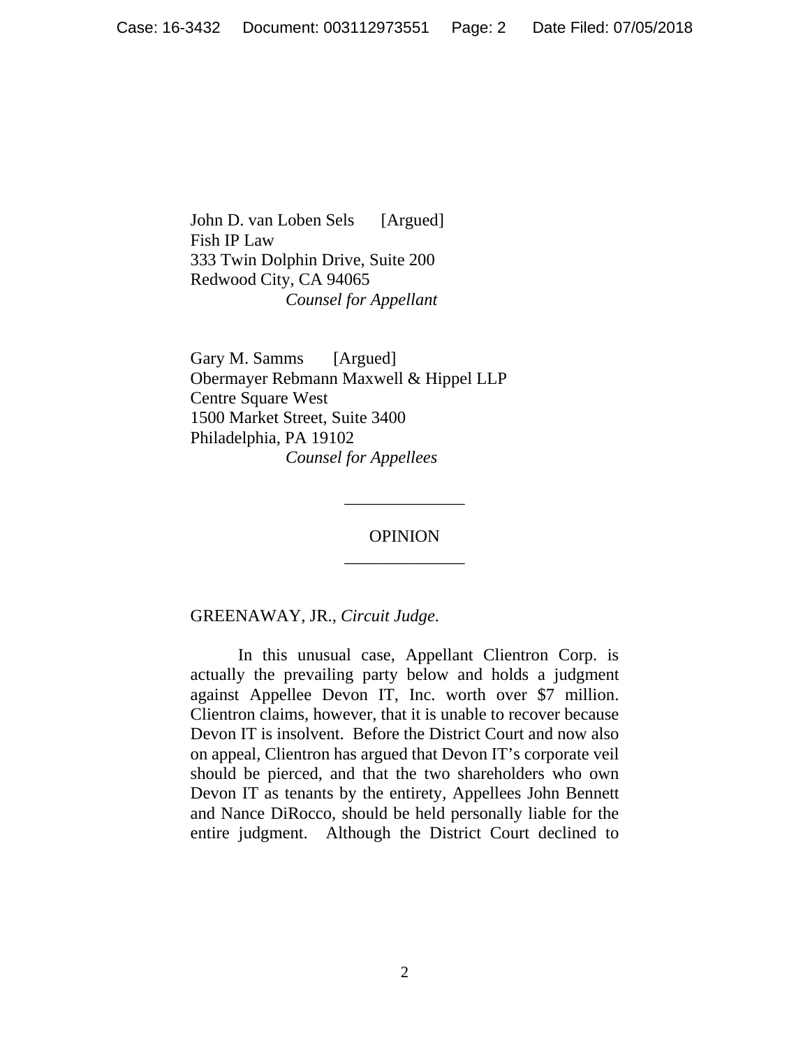John D. van Loben Sels [Argued]
Fish IP Law
333 Twin Dolphin Drive, Suite 200
Redwood City, CA 94065
*Counsel for Appellant*

Gary M. Samms [Argued]
Obermayer Rebmann Maxwell & Hippel LLP
Centre Square West
1500 Market Street, Suite 3400
Philadelphia, PA 19102
*Counsel for Appellees*

---

OPINION

---

GREENAWAY, JR., *Circuit Judge.*

In this unusual case, Appellant Clientron Corp. is actually the prevailing party below and holds a judgment against Appellee Devon IT, Inc. worth over $7 million. Clientron claims, however, that it is unable to recover because Devon IT is insolvent. Before the District Court and now also on appeal, Clientron has argued that Devon IT's corporate veil should be pierced, and that the two shareholders who own Devon IT as tenants by the entirety, Appellees John Bennett and Nance DiRocco, should be held personally liable for the entire judgment. Although the District Court declined to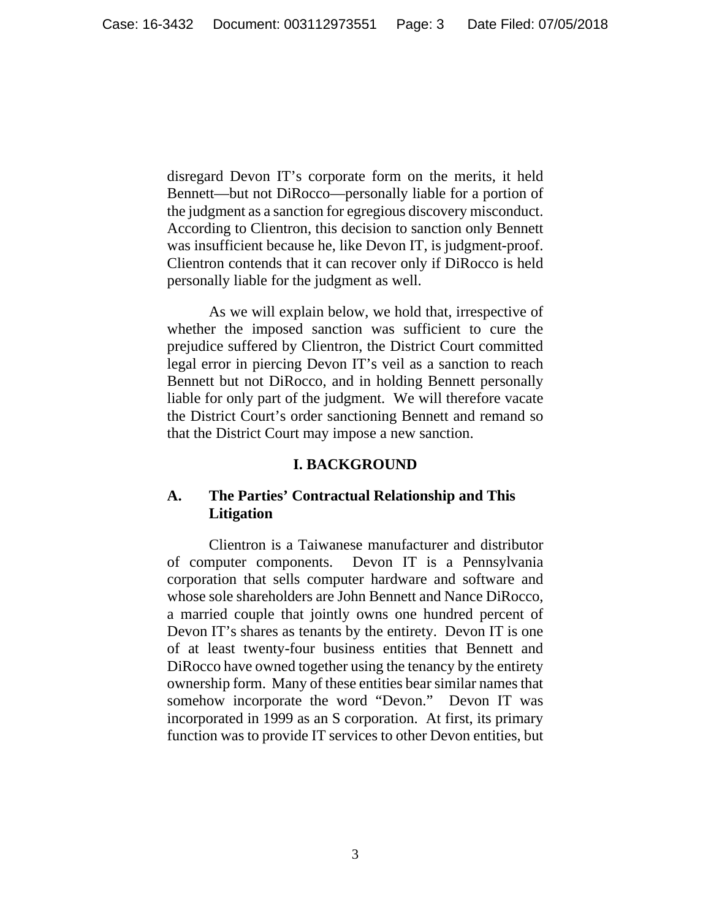disregard Devon IT's corporate form on the merits, it held Bennett—but not DiRocco—personally liable for a portion of the judgment as a sanction for egregious discovery misconduct. According to Clientron, this decision to sanction only Bennett was insufficient because he, like Devon IT, is judgment-proof. Clientron contends that it can recover only if DiRocco is held personally liable for the judgment as well.

As we will explain below, we hold that, irrespective of whether the imposed sanction was sufficient to cure the prejudice suffered by Clientron, the District Court committed legal error in piercing Devon IT's veil as a sanction to reach Bennett but not DiRocco, and in holding Bennett personally liable for only part of the judgment. We will therefore vacate the District Court's order sanctioning Bennett and remand so that the District Court may impose a new sanction.

## I. BACKGROUND

### A. The Parties' Contractual Relationship and This Litigation

Clientron is a Taiwanese manufacturer and distributor of computer components. Devon IT is a Pennsylvania corporation that sells computer hardware and software and whose sole shareholders are John Bennett and Nance DiRocco, a married couple that jointly owns one hundred percent of Devon IT's shares as tenants by the entirety. Devon IT is one of at least twenty-four business entities that Bennett and DiRocco have owned together using the tenancy by the entirety ownership form. Many of these entities bear similar names that somehow incorporate the word "Devon." Devon IT was incorporated in 1999 as an S corporation. At first, its primary function was to provide IT services to other Devon entities, but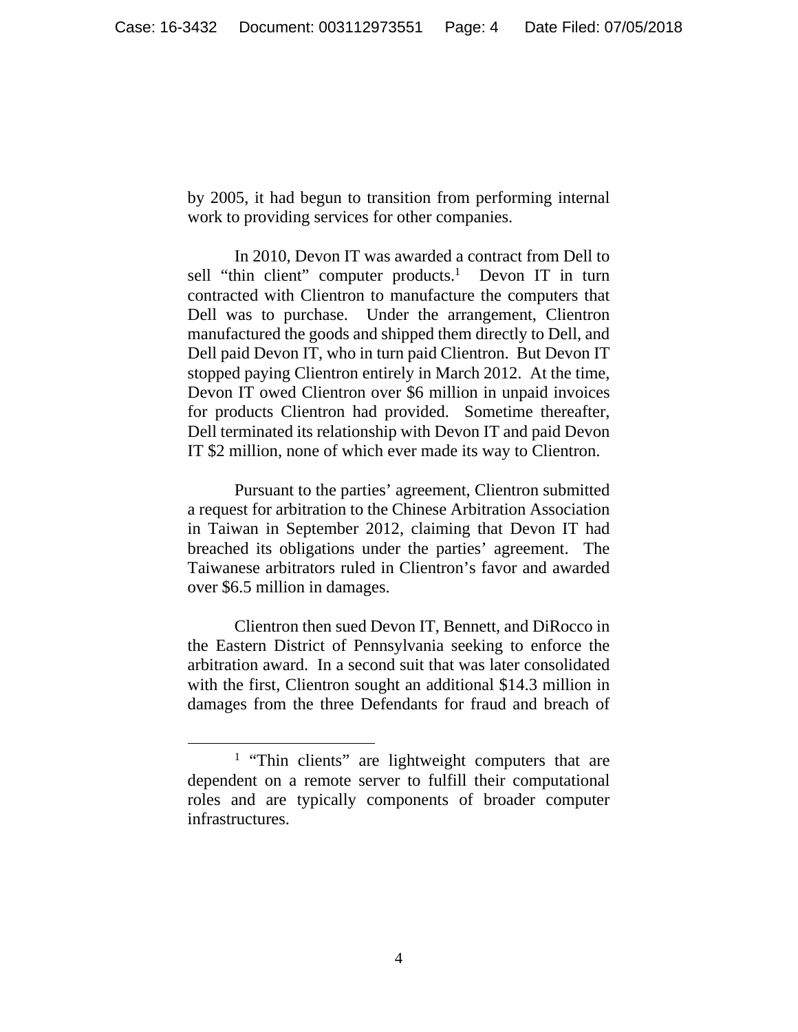by 2005, it had begun to transition from performing internal work to providing services for other companies.

In 2010, Devon IT was awarded a contract from Dell to sell "thin client" computer products.[1] Devon IT in turn contracted with Clientron to manufacture the computers that Dell was to purchase. Under the arrangement, Clientron manufactured the goods and shipped them directly to Dell, and Dell paid Devon IT, who in turn paid Clientron. But Devon IT stopped paying Clientron entirely in March 2012. At the time, Devon IT owed Clientron over $6 million in unpaid invoices for products Clientron had provided. Sometime thereafter, Dell terminated its relationship with Devon IT and paid Devon IT $2 million, none of which ever made its way to Clientron.

Pursuant to the parties' agreement, Clientron submitted a request for arbitration to the Chinese Arbitration Association in Taiwan in September 2012, claiming that Devon IT had breached its obligations under the parties' agreement. The Taiwanese arbitrators ruled in Clientron's favor and awarded over $6.5 million in damages.

Clientron then sued Devon IT, Bennett, and DiRocco in the Eastern District of Pennsylvania seeking to enforce the arbitration award. In a second suit that was later consolidated with the first, Clientron sought an additional $14.3 million in damages from the three Defendants for fraud and breach of

[1] "Thin clients" are lightweight computers that are dependent on a remote server to fulfill their computational roles and are typically components of broader computer infrastructures.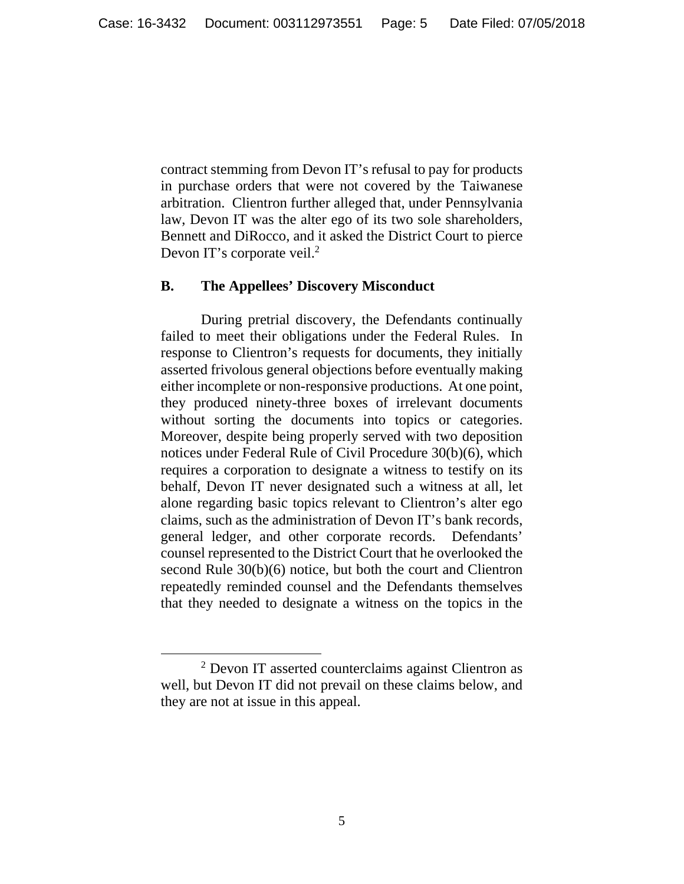contract stemming from Devon IT's refusal to pay for products in purchase orders that were not covered by the Taiwanese arbitration. Clientron further alleged that, under Pennsylvania law, Devon IT was the alter ego of its two sole shareholders, Bennett and DiRocco, and it asked the District Court to pierce Devon IT's corporate veil.[2]

### B. The Appellees' Discovery Misconduct

During pretrial discovery, the Defendants continually failed to meet their obligations under the Federal Rules. In response to Clientron's requests for documents, they initially asserted frivolous general objections before eventually making either incomplete or non-responsive productions. At one point, they produced ninety-three boxes of irrelevant documents without sorting the documents into topics or categories. Moreover, despite being properly served with two deposition notices under Federal Rule of Civil Procedure 30(b)(6), which requires a corporation to designate a witness to testify on its behalf, Devon IT never designated such a witness at all, let alone regarding basic topics relevant to Clientron's alter ego claims, such as the administration of Devon IT's bank records, general ledger, and other corporate records. Defendants' counsel represented to the District Court that he overlooked the second Rule 30(b)(6) notice, but both the court and Clientron repeatedly reminded counsel and the Defendants themselves that they needed to designate a witness on the topics in the

[2] Devon IT asserted counterclaims against Clientron as well, but Devon IT did not prevail on these claims below, and they are not at issue in this appeal.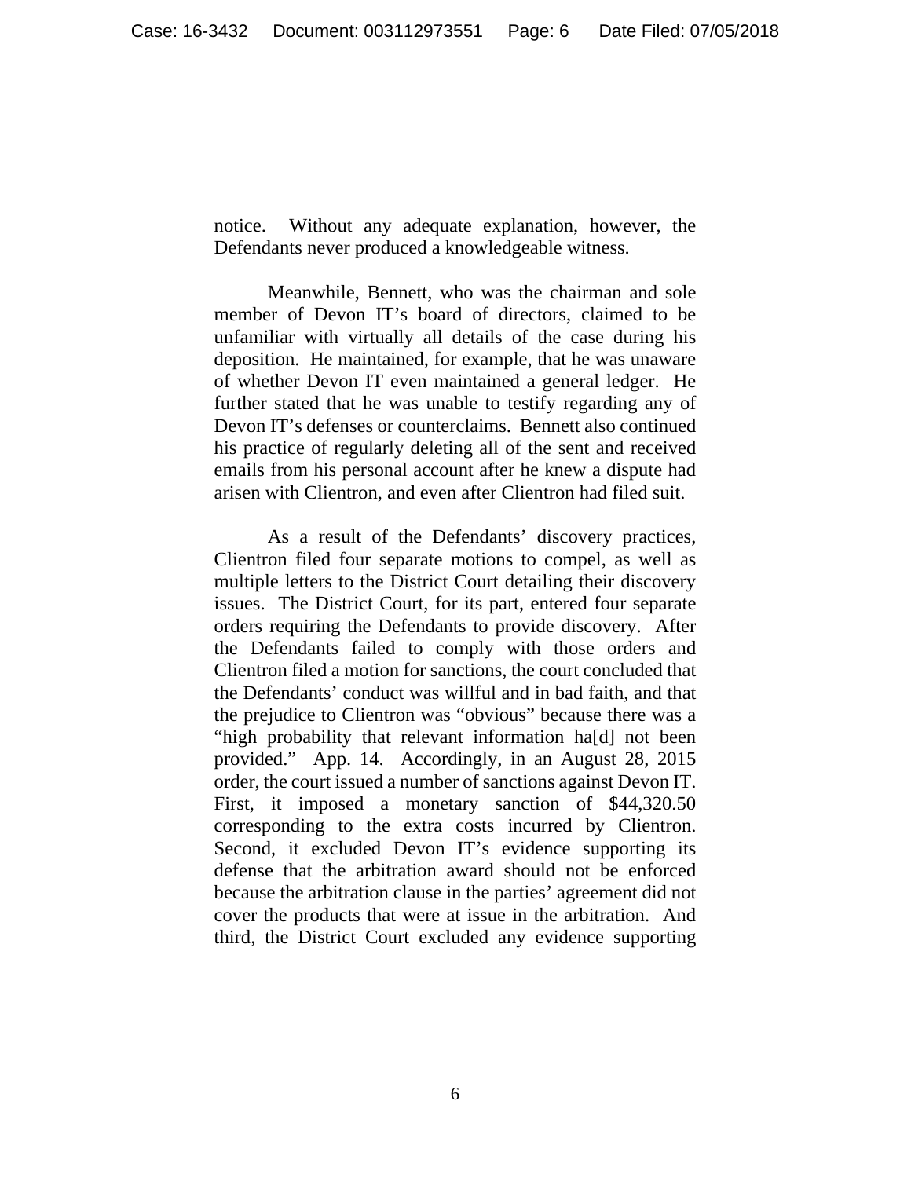notice. Without any adequate explanation, however, the Defendants never produced a knowledgeable witness.

Meanwhile, Bennett, who was the chairman and sole member of Devon IT's board of directors, claimed to be unfamiliar with virtually all details of the case during his deposition. He maintained, for example, that he was unaware of whether Devon IT even maintained a general ledger. He further stated that he was unable to testify regarding any of Devon IT's defenses or counterclaims. Bennett also continued his practice of regularly deleting all of the sent and received emails from his personal account after he knew a dispute had arisen with Clientron, and even after Clientron had filed suit.

As a result of the Defendants' discovery practices, Clientron filed four separate motions to compel, as well as multiple letters to the District Court detailing their discovery issues. The District Court, for its part, entered four separate orders requiring the Defendants to provide discovery. After the Defendants failed to comply with those orders and Clientron filed a motion for sanctions, the court concluded that the Defendants' conduct was willful and in bad faith, and that the prejudice to Clientron was "obvious" because there was a "high probability that relevant information ha[d] not been provided." App. 14. Accordingly, in an August 28, 2015 order, the court issued a number of sanctions against Devon IT. First, it imposed a monetary sanction of $44,320.50 corresponding to the extra costs incurred by Clientron. Second, it excluded Devon IT's evidence supporting its defense that the arbitration award should not be enforced because the arbitration clause in the parties' agreement did not cover the products that were at issue in the arbitration. And third, the District Court excluded any evidence supporting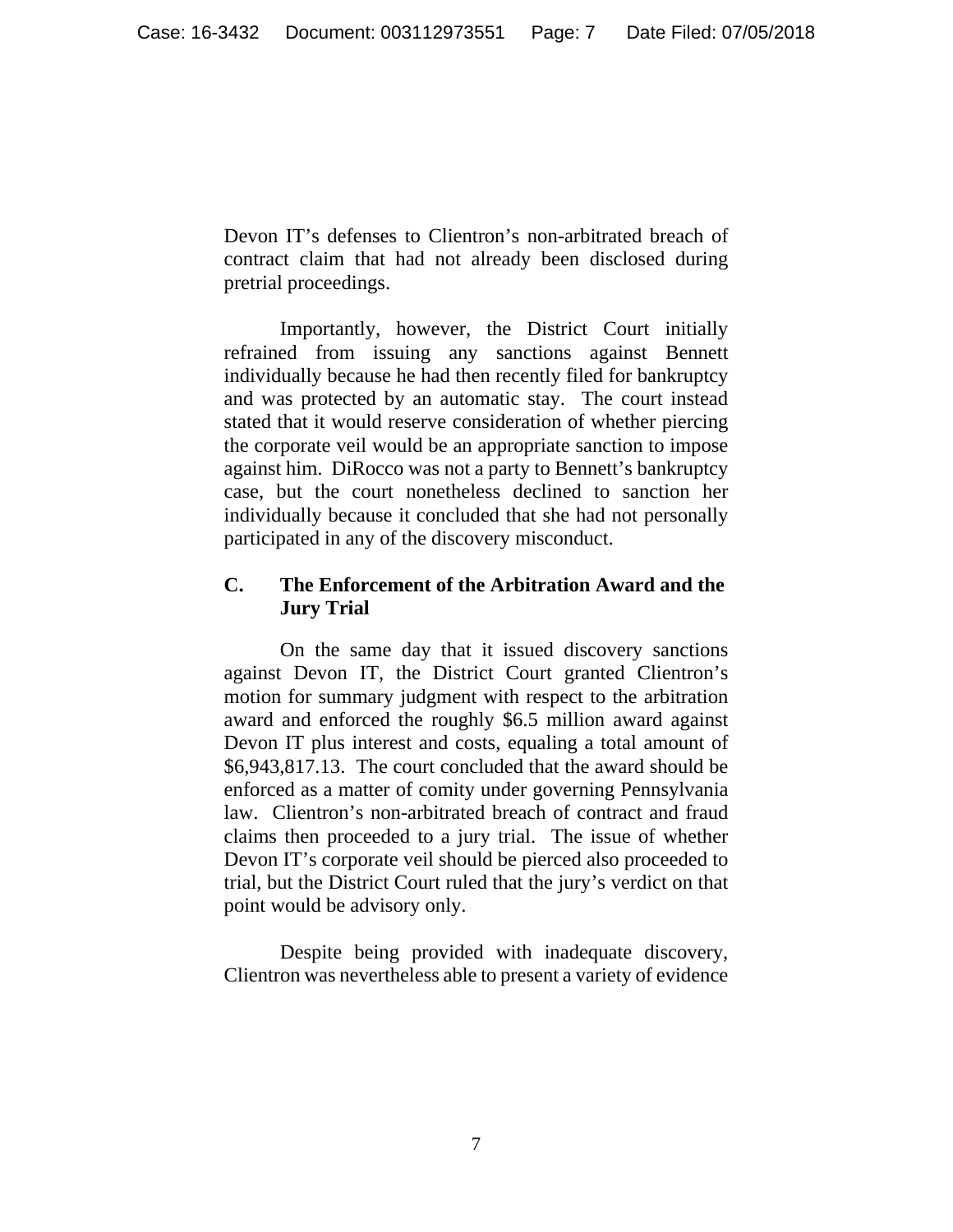Devon IT's defenses to Clientron's non-arbitrated breach of contract claim that had not already been disclosed during pretrial proceedings.

Importantly, however, the District Court initially refrained from issuing any sanctions against Bennett individually because he had then recently filed for bankruptcy and was protected by an automatic stay. The court instead stated that it would reserve consideration of whether piercing the corporate veil would be an appropriate sanction to impose against him. DiRocco was not a party to Bennett's bankruptcy case, but the court nonetheless declined to sanction her individually because it concluded that she had not personally participated in any of the discovery misconduct.

### C. The Enforcement of the Arbitration Award and the Jury Trial

On the same day that it issued discovery sanctions against Devon IT, the District Court granted Clientron's motion for summary judgment with respect to the arbitration award and enforced the roughly $6.5 million award against Devon IT plus interest and costs, equaling a total amount of $6,943,817.13. The court concluded that the award should be enforced as a matter of comity under governing Pennsylvania law. Clientron's non-arbitrated breach of contract and fraud claims then proceeded to a jury trial. The issue of whether Devon IT's corporate veil should be pierced also proceeded to trial, but the District Court ruled that the jury's verdict on that point would be advisory only.

Despite being provided with inadequate discovery, Clientron was nevertheless able to present a variety of evidence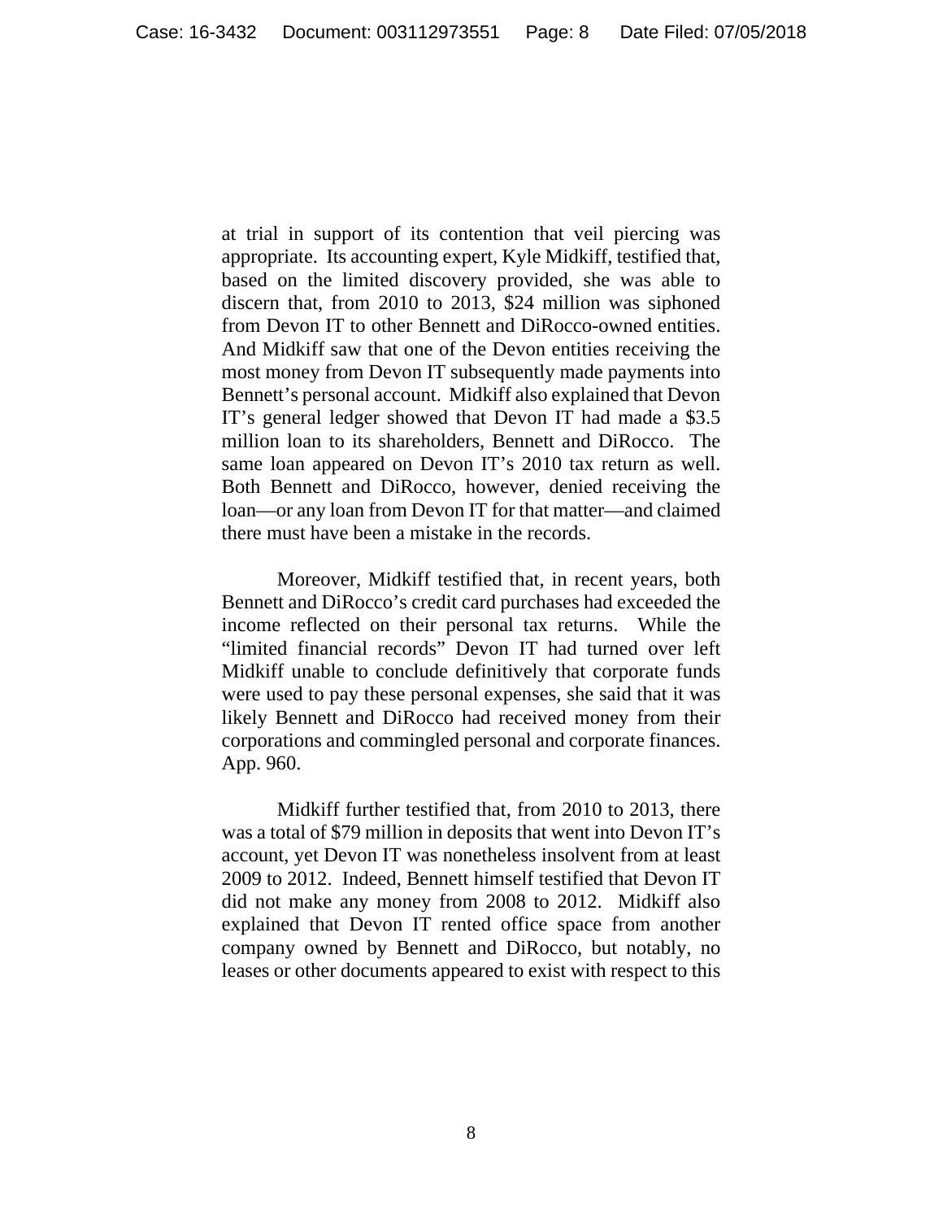at trial in support of its contention that veil piercing was appropriate. Its accounting expert, Kyle Midkiff, testified that, based on the limited discovery provided, she was able to discern that, from 2010 to 2013, $24 million was siphoned from Devon IT to other Bennett and DiRocco-owned entities. And Midkiff saw that one of the Devon entities receiving the most money from Devon IT subsequently made payments into Bennett's personal account. Midkiff also explained that Devon IT's general ledger showed that Devon IT had made a $3.5 million loan to its shareholders, Bennett and DiRocco. The same loan appeared on Devon IT's 2010 tax return as well. Both Bennett and DiRocco, however, denied receiving the loan—or any loan from Devon IT for that matter—and claimed there must have been a mistake in the records.

Moreover, Midkiff testified that, in recent years, both Bennett and DiRocco's credit card purchases had exceeded the income reflected on their personal tax returns. While the "limited financial records" Devon IT had turned over left Midkiff unable to conclude definitively that corporate funds were used to pay these personal expenses, she said that it was likely Bennett and DiRocco had received money from their corporations and commingled personal and corporate finances. App. 960.

Midkiff further testified that, from 2010 to 2013, there was a total of $79 million in deposits that went into Devon IT's account, yet Devon IT was nonetheless insolvent from at least 2009 to 2012. Indeed, Bennett himself testified that Devon IT did not make any money from 2008 to 2012. Midkiff also explained that Devon IT rented office space from another company owned by Bennett and DiRocco, but notably, no leases or other documents appeared to exist with respect to this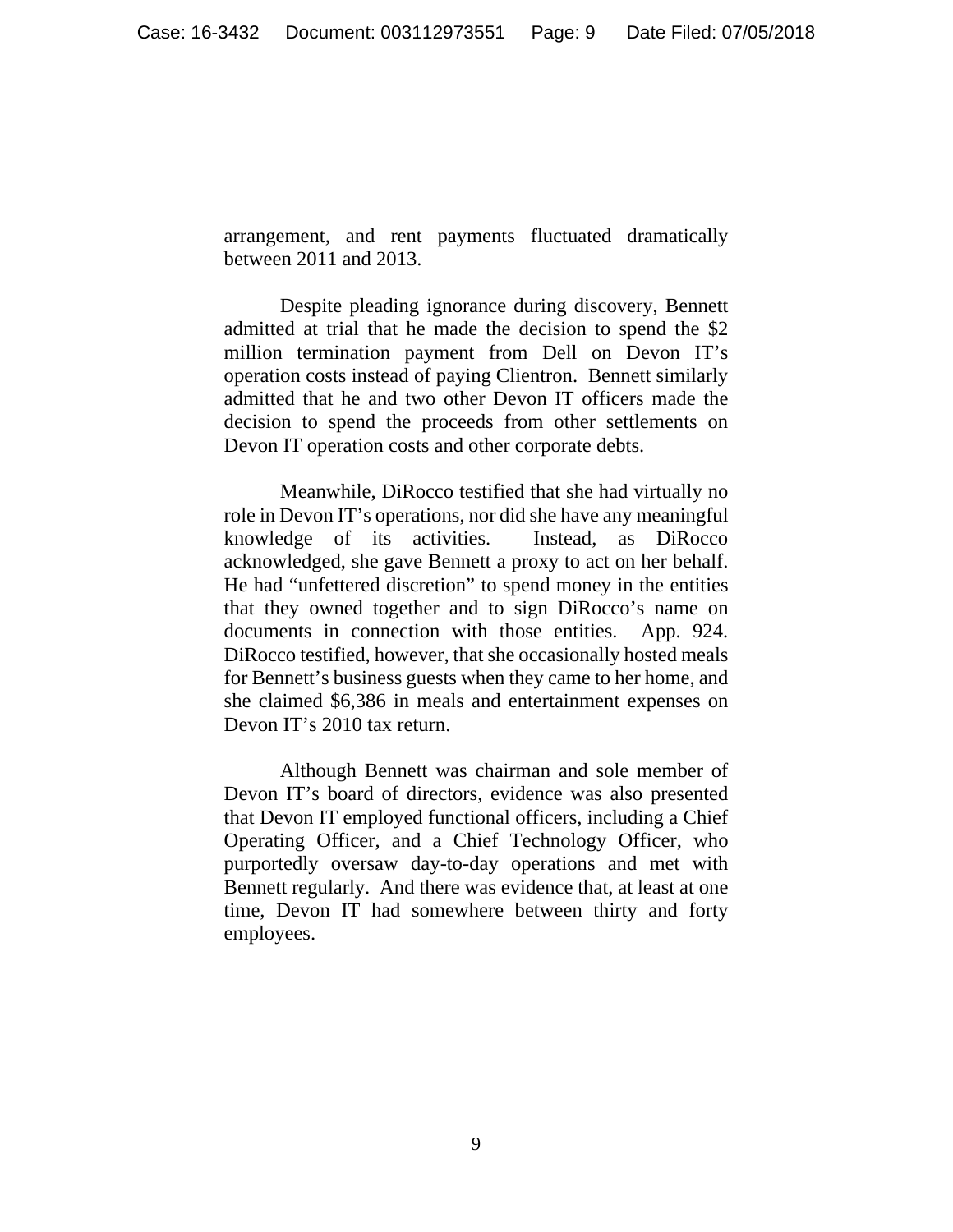arrangement, and rent payments fluctuated dramatically between 2011 and 2013.

Despite pleading ignorance during discovery, Bennett admitted at trial that he made the decision to spend the $2 million termination payment from Dell on Devon IT's operation costs instead of paying Clientron. Bennett similarly admitted that he and two other Devon IT officers made the decision to spend the proceeds from other settlements on Devon IT operation costs and other corporate debts.

Meanwhile, DiRocco testified that she had virtually no role in Devon IT's operations, nor did she have any meaningful knowledge of its activities. Instead, as DiRocco acknowledged, she gave Bennett a proxy to act on her behalf. He had "unfettered discretion" to spend money in the entities that they owned together and to sign DiRocco's name on documents in connection with those entities. App. 924. DiRocco testified, however, that she occasionally hosted meals for Bennett's business guests when they came to her home, and she claimed $6,386 in meals and entertainment expenses on Devon IT's 2010 tax return.

Although Bennett was chairman and sole member of Devon IT's board of directors, evidence was also presented that Devon IT employed functional officers, including a Chief Operating Officer, and a Chief Technology Officer, who purportedly oversaw day-to-day operations and met with Bennett regularly. And there was evidence that, at least at one time, Devon IT had somewhere between thirty and forty employees.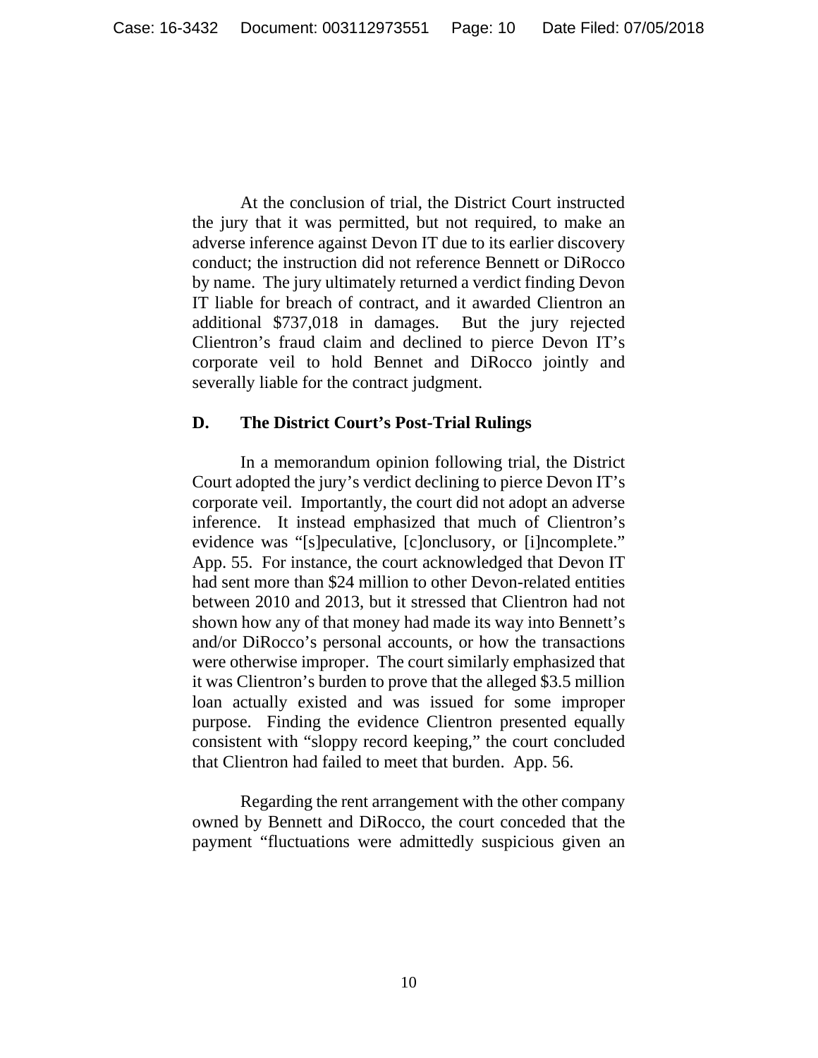At the conclusion of trial, the District Court instructed the jury that it was permitted, but not required, to make an adverse inference against Devon IT due to its earlier discovery conduct; the instruction did not reference Bennett or DiRocco by name. The jury ultimately returned a verdict finding Devon IT liable for breach of contract, and it awarded Clientron an additional $737,018 in damages. But the jury rejected Clientron's fraud claim and declined to pierce Devon IT's corporate veil to hold Bennet and DiRocco jointly and severally liable for the contract judgment.

### D. The District Court's Post-Trial Rulings

In a memorandum opinion following trial, the District Court adopted the jury's verdict declining to pierce Devon IT's corporate veil. Importantly, the court did not adopt an adverse inference. It instead emphasized that much of Clientron's evidence was "[s]peculative, [c]onclusory, or [i]ncomplete." App. 55. For instance, the court acknowledged that Devon IT had sent more than $24 million to other Devon-related entities between 2010 and 2013, but it stressed that Clientron had not shown how any of that money had made its way into Bennett's and/or DiRocco's personal accounts, or how the transactions were otherwise improper. The court similarly emphasized that it was Clientron's burden to prove that the alleged $3.5 million loan actually existed and was issued for some improper purpose. Finding the evidence Clientron presented equally consistent with "sloppy record keeping," the court concluded that Clientron had failed to meet that burden. App. 56.

Regarding the rent arrangement with the other company owned by Bennett and DiRocco, the court conceded that the payment "fluctuations were admittedly suspicious given an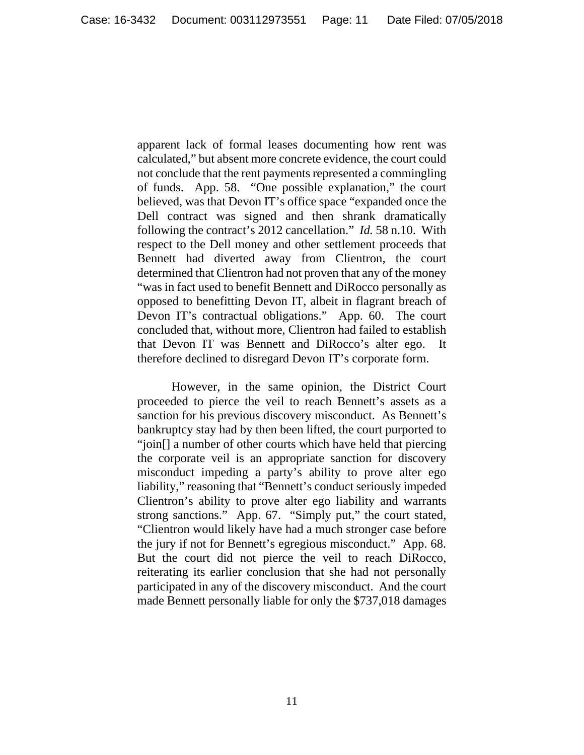apparent lack of formal leases documenting how rent was calculated," but absent more concrete evidence, the court could not conclude that the rent payments represented a commingling of funds. App. 58. "One possible explanation," the court believed, was that Devon IT's office space "expanded once the Dell contract was signed and then shrank dramatically following the contract's 2012 cancellation." *Id.* 58 n.10. With respect to the Dell money and other settlement proceeds that Bennett had diverted away from Clientron, the court determined that Clientron had not proven that any of the money "was in fact used to benefit Bennett and DiRocco personally as opposed to benefitting Devon IT, albeit in flagrant breach of Devon IT's contractual obligations." App. 60. The court concluded that, without more, Clientron had failed to establish that Devon IT was Bennett and DiRocco's alter ego. It therefore declined to disregard Devon IT's corporate form.

However, in the same opinion, the District Court proceeded to pierce the veil to reach Bennett's assets as a sanction for his previous discovery misconduct. As Bennett's bankruptcy stay had by then been lifted, the court purported to "join[] a number of other courts which have held that piercing the corporate veil is an appropriate sanction for discovery misconduct impeding a party's ability to prove alter ego liability," reasoning that "Bennett's conduct seriously impeded Clientron's ability to prove alter ego liability and warrants strong sanctions." App. 67. "Simply put," the court stated, "Clientron would likely have had a much stronger case before the jury if not for Bennett's egregious misconduct." App. 68. But the court did not pierce the veil to reach DiRocco, reiterating its earlier conclusion that she had not personally participated in any of the discovery misconduct. And the court made Bennett personally liable for only the $737,018 damages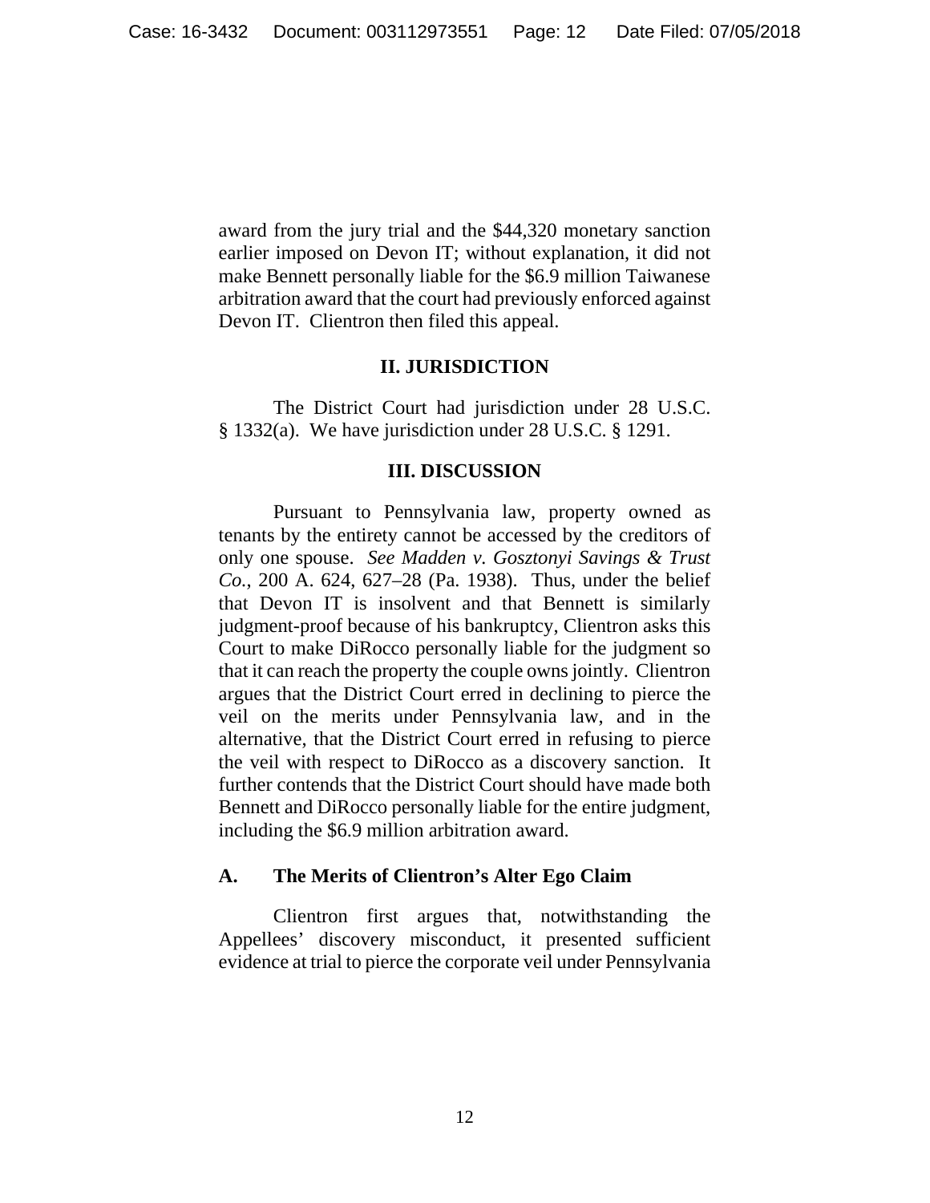award from the jury trial and the $44,320 monetary sanction earlier imposed on Devon IT; without explanation, it did not make Bennett personally liable for the $6.9 million Taiwanese arbitration award that the court had previously enforced against Devon IT. Clientron then filed this appeal.

## II. JURISDICTION

The District Court had jurisdiction under 28 U.S.C. § 1332(a). We have jurisdiction under 28 U.S.C. § 1291.

## III. DISCUSSION

Pursuant to Pennsylvania law, property owned as tenants by the entirety cannot be accessed by the creditors of only one spouse. *See Madden v. Gosztonyi Savings & Trust Co.*, 200 A. 624, 627–28 (Pa. 1938). Thus, under the belief that Devon IT is insolvent and that Bennett is similarly judgment-proof because of his bankruptcy, Clientron asks this Court to make DiRocco personally liable for the judgment so that it can reach the property the couple owns jointly. Clientron argues that the District Court erred in declining to pierce the veil on the merits under Pennsylvania law, and in the alternative, that the District Court erred in refusing to pierce the veil with respect to DiRocco as a discovery sanction. It further contends that the District Court should have made both Bennett and DiRocco personally liable for the entire judgment, including the $6.9 million arbitration award.

### A. The Merits of Clientron's Alter Ego Claim

Clientron first argues that, notwithstanding the Appellees' discovery misconduct, it presented sufficient evidence at trial to pierce the corporate veil under Pennsylvania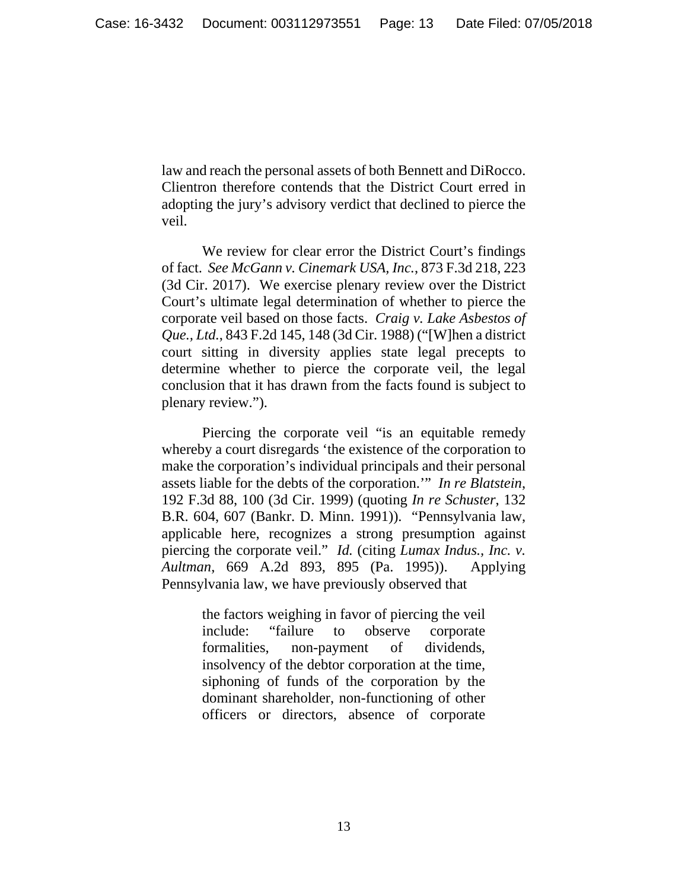law and reach the personal assets of both Bennett and DiRocco. Clientron therefore contends that the District Court erred in adopting the jury's advisory verdict that declined to pierce the veil.

We review for clear error the District Court's findings of fact. *See McGann v. Cinemark USA, Inc.*, 873 F.3d 218, 223 (3d Cir. 2017). We exercise plenary review over the District Court's ultimate legal determination of whether to pierce the corporate veil based on those facts. *Craig v. Lake Asbestos of Que., Ltd.*, 843 F.2d 145, 148 (3d Cir. 1988) ("[W]hen a district court sitting in diversity applies state legal precepts to determine whether to pierce the corporate veil, the legal conclusion that it has drawn from the facts found is subject to plenary review.").

Piercing the corporate veil "is an equitable remedy whereby a court disregards 'the existence of the corporation to make the corporation's individual principals and their personal assets liable for the debts of the corporation.'" *In re Blatstein*, 192 F.3d 88, 100 (3d Cir. 1999) (quoting *In re Schuster*, 132 B.R. 604, 607 (Bankr. D. Minn. 1991)). "Pennsylvania law, applicable here, recognizes a strong presumption against piercing the corporate veil." *Id.* (citing *Lumax Indus., Inc. v. Aultman*, 669 A.2d 893, 895 (Pa. 1995)). Applying Pennsylvania law, we have previously observed that

> the factors weighing in favor of piercing the veil include: "failure to observe corporate formalities, non-payment of dividends, insolvency of the debtor corporation at the time, siphoning of funds of the corporation by the dominant shareholder, non-functioning of other officers or directors, absence of corporate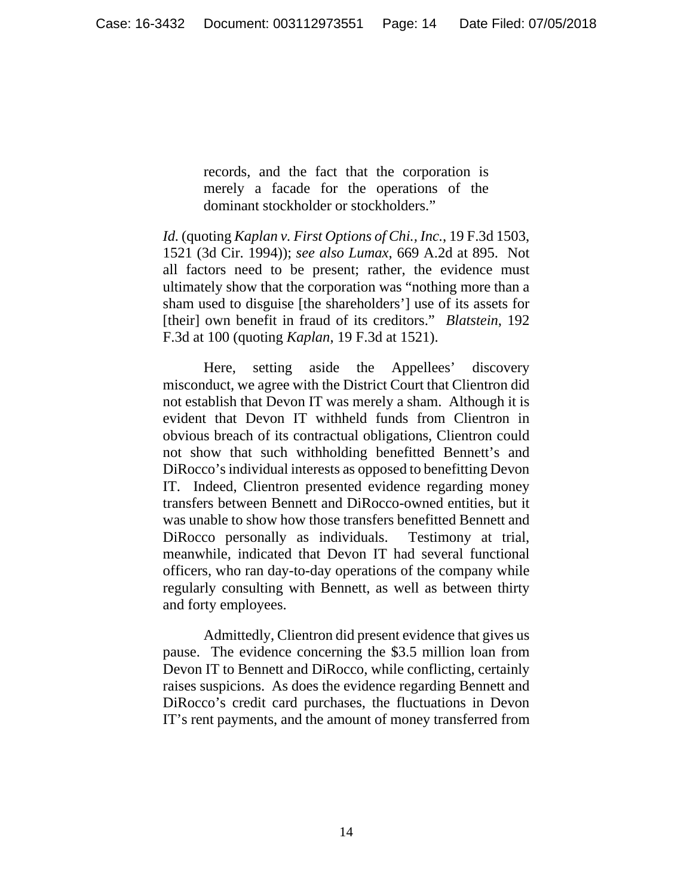> records, and the fact that the corporation is merely a facade for the operations of the dominant stockholder or stockholders."

*Id.* (quoting *Kaplan v. First Options of Chi., Inc.*, 19 F.3d 1503, 1521 (3d Cir. 1994)); *see also Lumax*, 669 A.2d at 895. Not all factors need to be present; rather, the evidence must ultimately show that the corporation was "nothing more than a sham used to disguise [the shareholders'] use of its assets for [their] own benefit in fraud of its creditors." *Blatstein*, 192 F.3d at 100 (quoting *Kaplan*, 19 F.3d at 1521).

Here, setting aside the Appellees' discovery misconduct, we agree with the District Court that Clientron did not establish that Devon IT was merely a sham. Although it is evident that Devon IT withheld funds from Clientron in obvious breach of its contractual obligations, Clientron could not show that such withholding benefitted Bennett's and DiRocco's individual interests as opposed to benefitting Devon IT. Indeed, Clientron presented evidence regarding money transfers between Bennett and DiRocco-owned entities, but it was unable to show how those transfers benefitted Bennett and DiRocco personally as individuals. Testimony at trial, meanwhile, indicated that Devon IT had several functional officers, who ran day-to-day operations of the company while regularly consulting with Bennett, as well as between thirty and forty employees.

Admittedly, Clientron did present evidence that gives us pause. The evidence concerning the $3.5 million loan from Devon IT to Bennett and DiRocco, while conflicting, certainly raises suspicions. As does the evidence regarding Bennett and DiRocco's credit card purchases, the fluctuations in Devon IT's rent payments, and the amount of money transferred from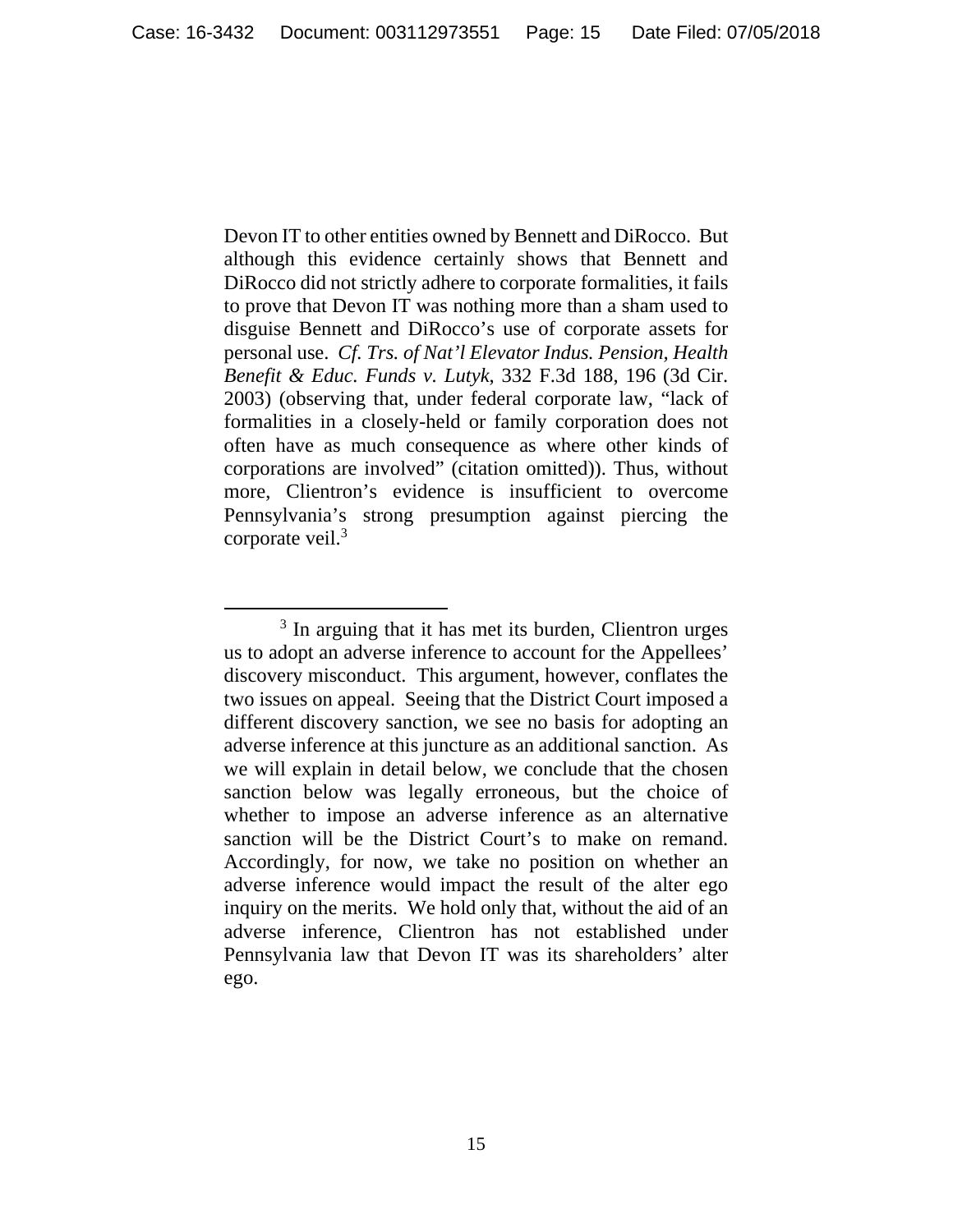Devon IT to other entities owned by Bennett and DiRocco. But although this evidence certainly shows that Bennett and DiRocco did not strictly adhere to corporate formalities, it fails to prove that Devon IT was nothing more than a sham used to disguise Bennett and DiRocco's use of corporate assets for personal use. *Cf. Trs. of Nat'l Elevator Indus. Pension, Health Benefit & Educ. Funds v. Lutyk*, 332 F.3d 188, 196 (3d Cir. 2003) (observing that, under federal corporate law, "lack of formalities in a closely-held or family corporation does not often have as much consequence as where other kinds of corporations are involved" (citation omitted)). Thus, without more, Clientron's evidence is insufficient to overcome Pennsylvania's strong presumption against piercing the corporate veil.[3]

---

[3] In arguing that it has met its burden, Clientron urges us to adopt an adverse inference to account for the Appellees' discovery misconduct. This argument, however, conflates the two issues on appeal. Seeing that the District Court imposed a different discovery sanction, we see no basis for adopting an adverse inference at this juncture as an additional sanction. As we will explain in detail below, we conclude that the chosen sanction below was legally erroneous, but the choice of whether to impose an adverse inference as an alternative sanction will be the District Court's to make on remand. Accordingly, for now, we take no position on whether an adverse inference would impact the result of the alter ego inquiry on the merits. We hold only that, without the aid of an adverse inference, Clientron has not established under Pennsylvania law that Devon IT was its shareholders' alter ego.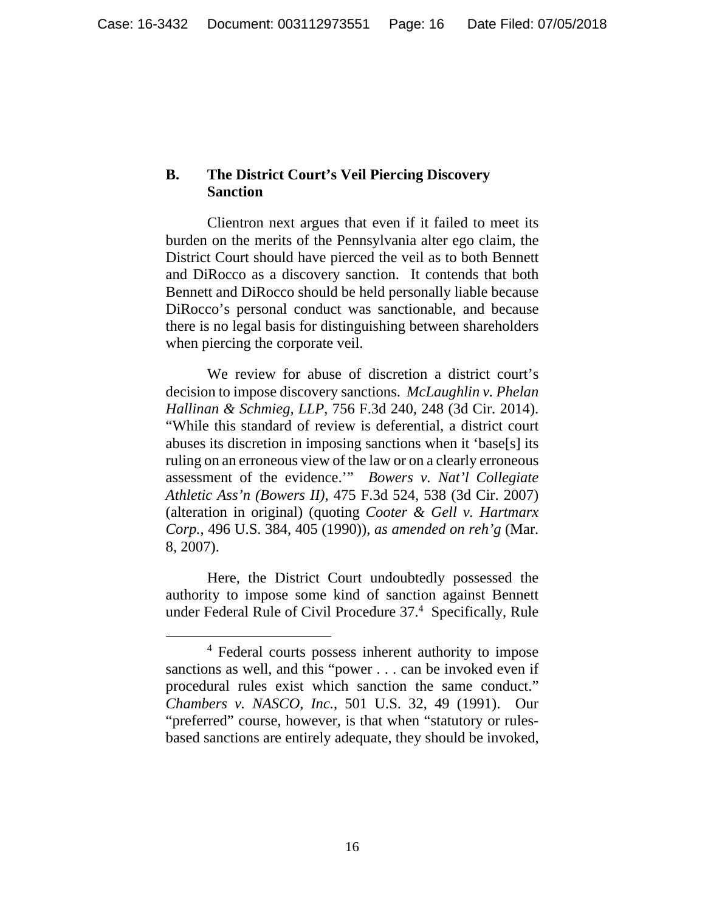### B. The District Court's Veil Piercing Discovery Sanction

Clientron next argues that even if it failed to meet its burden on the merits of the Pennsylvania alter ego claim, the District Court should have pierced the veil as to both Bennett and DiRocco as a discovery sanction. It contends that both Bennett and DiRocco should be held personally liable because DiRocco's personal conduct was sanctionable, and because there is no legal basis for distinguishing between shareholders when piercing the corporate veil.

We review for abuse of discretion a district court's decision to impose discovery sanctions. *McLaughlin v. Phelan Hallinan & Schmieg, LLP*, 756 F.3d 240, 248 (3d Cir. 2014). "While this standard of review is deferential, a district court abuses its discretion in imposing sanctions when it 'base[s] its ruling on an erroneous view of the law or on a clearly erroneous assessment of the evidence.'" *Bowers v. Nat'l Collegiate Athletic Ass'n (Bowers II)*, 475 F.3d 524, 538 (3d Cir. 2007) (alteration in original) (quoting *Cooter & Gell v. Hartmarx Corp.*, 496 U.S. 384, 405 (1990)), *as amended on reh'g* (Mar. 8, 2007).

Here, the District Court undoubtedly possessed the authority to impose some kind of sanction against Bennett under Federal Rule of Civil Procedure 37.[4] Specifically, Rule

[4] Federal courts possess inherent authority to impose sanctions as well, and this "power . . . can be invoked even if procedural rules exist which sanction the same conduct." *Chambers v. NASCO, Inc.*, 501 U.S. 32, 49 (1991). Our "preferred" course, however, is that when "statutory or rules-based sanctions are entirely adequate, they should be invoked,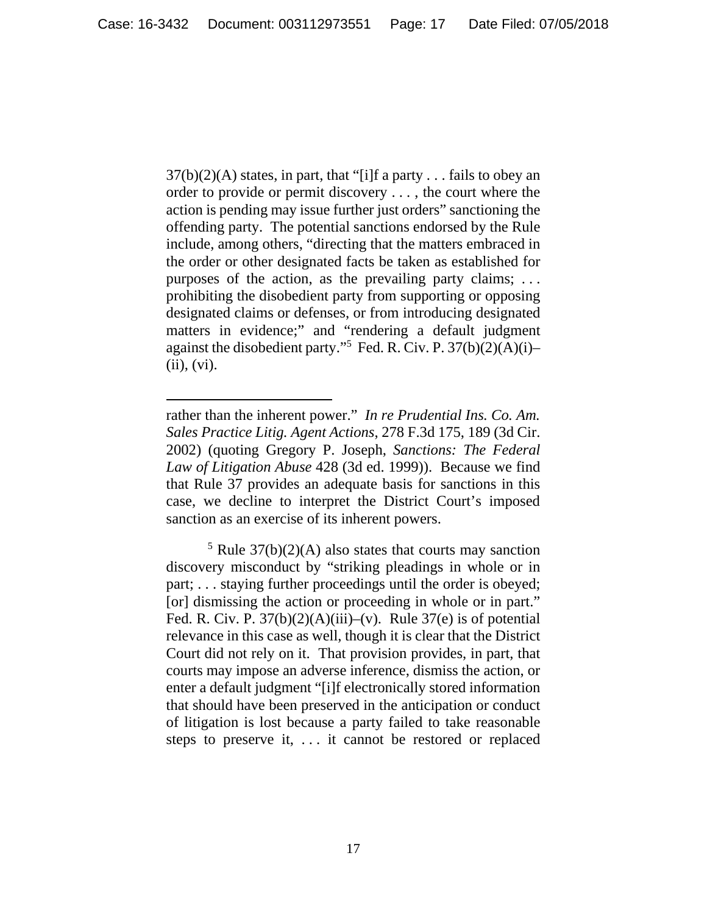37(b)(2)(A) states, in part, that "[i]f a party . . . fails to obey an order to provide or permit discovery . . . , the court where the action is pending may issue further just orders" sanctioning the offending party. The potential sanctions endorsed by the Rule include, among others, "directing that the matters embraced in the order or other designated facts be taken as established for purposes of the action, as the prevailing party claims; . . . prohibiting the disobedient party from supporting or opposing designated claims or defenses, or from introducing designated matters in evidence;" and "rendering a default judgment against the disobedient party."[5] Fed. R. Civ. P. 37(b)(2)(A)(i)–(ii), (vi).

---

rather than the inherent power." *In re Prudential Ins. Co. Am. Sales Practice Litig. Agent Actions*, 278 F.3d 175, 189 (3d Cir. 2002) (quoting Gregory P. Joseph, *Sanctions: The Federal Law of Litigation Abuse* 428 (3d ed. 1999)). Because we find that Rule 37 provides an adequate basis for sanctions in this case, we decline to interpret the District Court's imposed sanction as an exercise of its inherent powers.

[5] Rule 37(b)(2)(A) also states that courts may sanction discovery misconduct by "striking pleadings in whole or in part; . . . staying further proceedings until the order is obeyed; [or] dismissing the action or proceeding in whole or in part." Fed. R. Civ. P. 37(b)(2)(A)(iii)–(v). Rule 37(e) is of potential relevance in this case as well, though it is clear that the District Court did not rely on it. That provision provides, in part, that courts may impose an adverse inference, dismiss the action, or enter a default judgment "[i]f electronically stored information that should have been preserved in the anticipation or conduct of litigation is lost because a party failed to take reasonable steps to preserve it, . . . it cannot be restored or replaced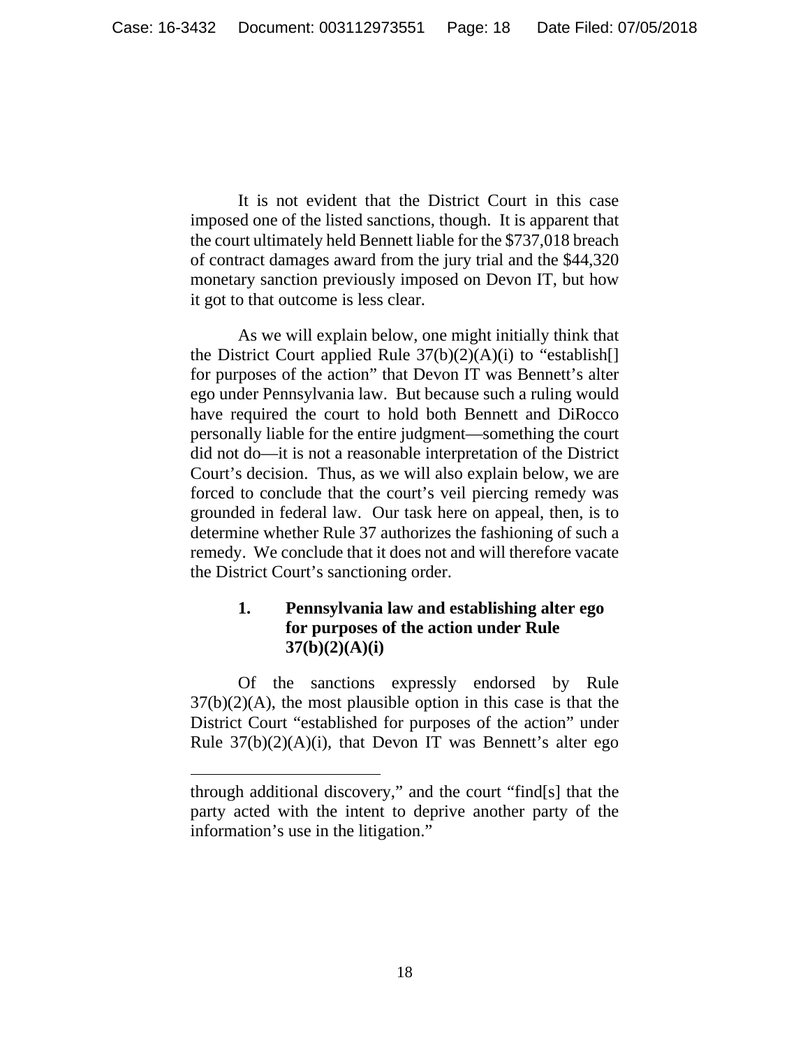It is not evident that the District Court in this case imposed one of the listed sanctions, though. It is apparent that the court ultimately held Bennett liable for the $737,018 breach of contract damages award from the jury trial and the $44,320 monetary sanction previously imposed on Devon IT, but how it got to that outcome is less clear.

As we will explain below, one might initially think that the District Court applied Rule 37(b)(2)(A)(i) to "establish[] for purposes of the action" that Devon IT was Bennett's alter ego under Pennsylvania law. But because such a ruling would have required the court to hold both Bennett and DiRocco personally liable for the entire judgment—something the court did not do—it is not a reasonable interpretation of the District Court's decision. Thus, as we will also explain below, we are forced to conclude that the court's veil piercing remedy was grounded in federal law. Our task here on appeal, then, is to determine whether Rule 37 authorizes the fashioning of such a remedy. We conclude that it does not and will therefore vacate the District Court's sanctioning order.

### 1. Pennsylvania law and establishing alter ego for purposes of the action under Rule 37(b)(2)(A)(i)

Of the sanctions expressly endorsed by Rule 37(b)(2)(A), the most plausible option in this case is that the District Court "established for purposes of the action" under Rule 37(b)(2)(A)(i), that Devon IT was Bennett's alter ego

through additional discovery," and the court "find[s] that the party acted with the intent to deprive another party of the information's use in the litigation."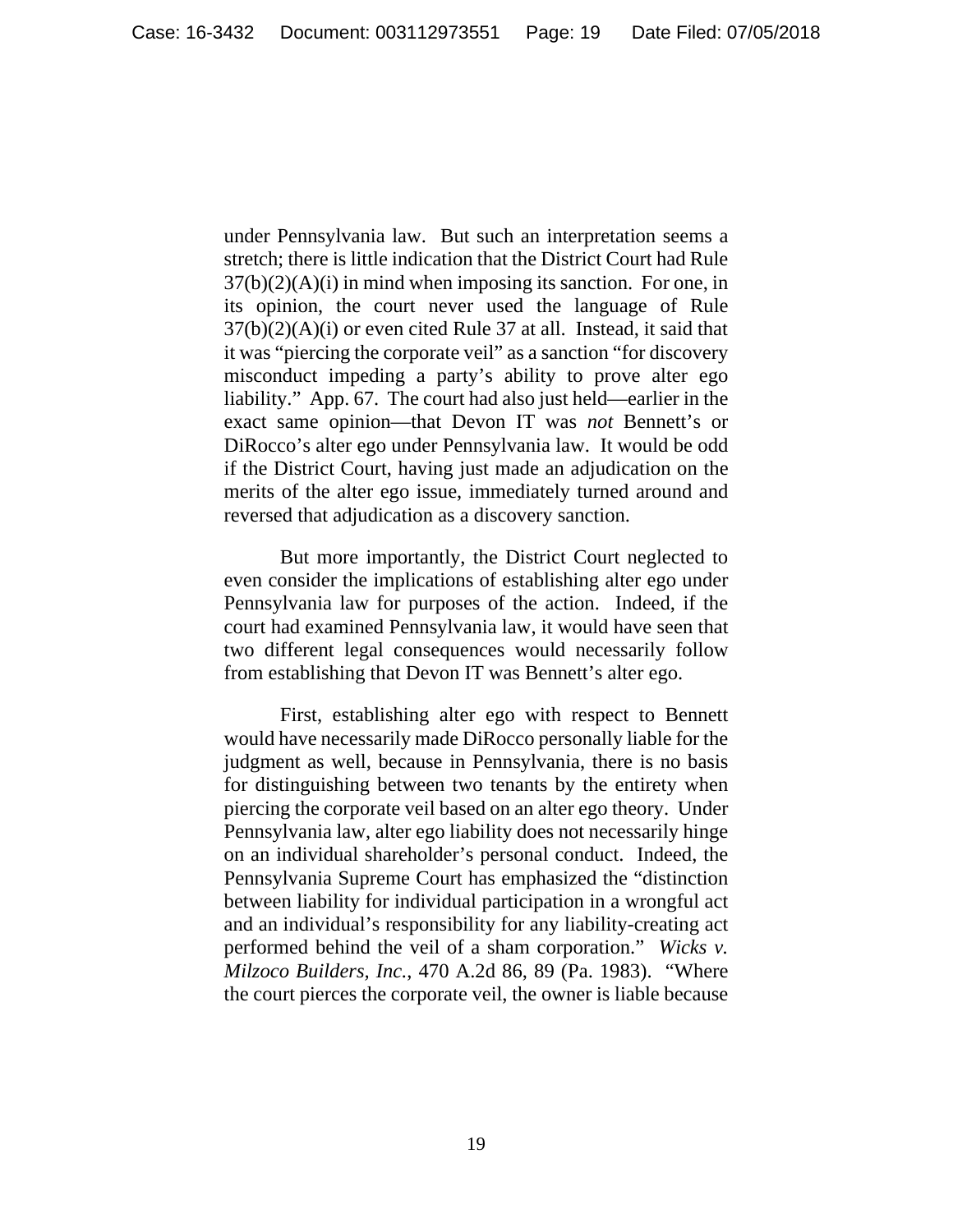under Pennsylvania law. But such an interpretation seems a stretch; there is little indication that the District Court had Rule 37(b)(2)(A)(i) in mind when imposing its sanction. For one, in its opinion, the court never used the language of Rule 37(b)(2)(A)(i) or even cited Rule 37 at all. Instead, it said that it was "piercing the corporate veil" as a sanction "for discovery misconduct impeding a party's ability to prove alter ego liability." App. 67. The court had also just held—earlier in the exact same opinion—that Devon IT was *not* Bennett's or DiRocco's alter ego under Pennsylvania law. It would be odd if the District Court, having just made an adjudication on the merits of the alter ego issue, immediately turned around and reversed that adjudication as a discovery sanction.

But more importantly, the District Court neglected to even consider the implications of establishing alter ego under Pennsylvania law for purposes of the action. Indeed, if the court had examined Pennsylvania law, it would have seen that two different legal consequences would necessarily follow from establishing that Devon IT was Bennett's alter ego.

First, establishing alter ego with respect to Bennett would have necessarily made DiRocco personally liable for the judgment as well, because in Pennsylvania, there is no basis for distinguishing between two tenants by the entirety when piercing the corporate veil based on an alter ego theory. Under Pennsylvania law, alter ego liability does not necessarily hinge on an individual shareholder's personal conduct. Indeed, the Pennsylvania Supreme Court has emphasized the "distinction between liability for individual participation in a wrongful act and an individual's responsibility for any liability-creating act performed behind the veil of a sham corporation." *Wicks v. Milzoco Builders, Inc.*, 470 A.2d 86, 89 (Pa. 1983). "Where the court pierces the corporate veil, the owner is liable because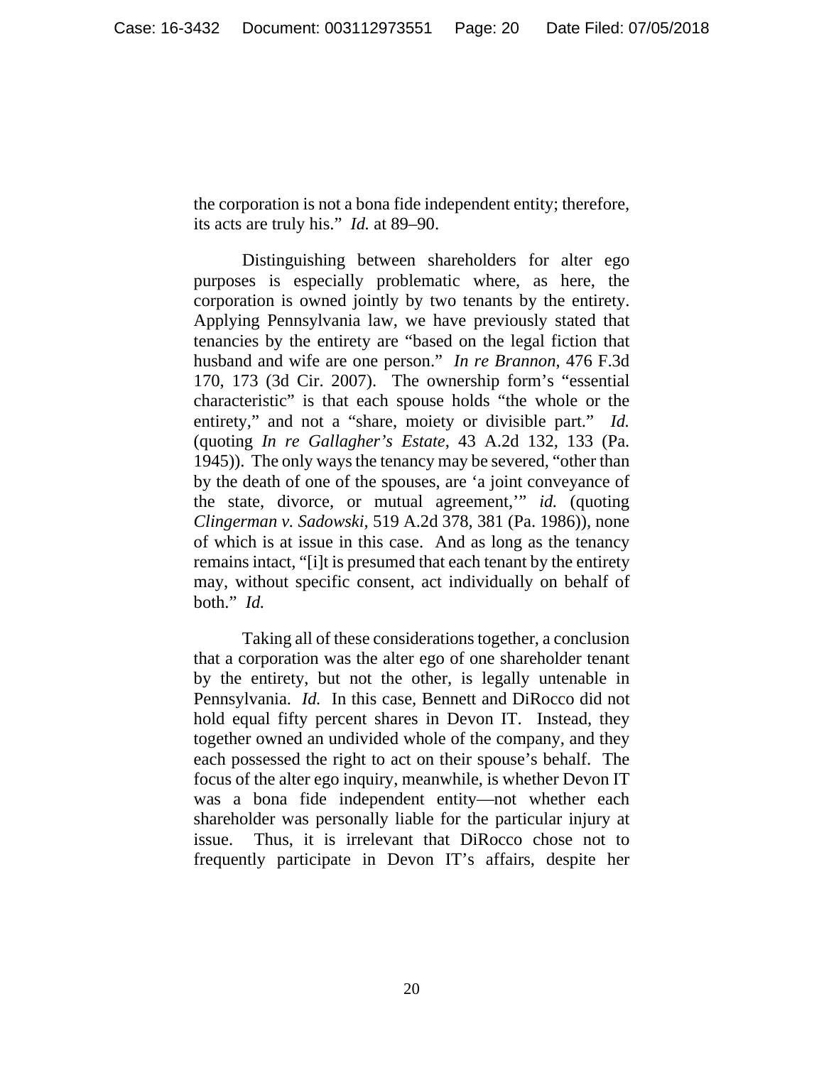the corporation is not a bona fide independent entity; therefore, its acts are truly his." *Id.* at 89–90.

Distinguishing between shareholders for alter ego purposes is especially problematic where, as here, the corporation is owned jointly by two tenants by the entirety. Applying Pennsylvania law, we have previously stated that tenancies by the entirety are "based on the legal fiction that husband and wife are one person." *In re Brannon*, 476 F.3d 170, 173 (3d Cir. 2007). The ownership form's "essential characteristic" is that each spouse holds "the whole or the entirety," and not a "share, moiety or divisible part." *Id.* (quoting *In re Gallagher's Estate*, 43 A.2d 132, 133 (Pa. 1945)). The only ways the tenancy may be severed, "other than by the death of one of the spouses, are 'a joint conveyance of the state, divorce, or mutual agreement,'" *id.* (quoting *Clingerman v. Sadowski*, 519 A.2d 378, 381 (Pa. 1986)), none of which is at issue in this case. And as long as the tenancy remains intact, "[i]t is presumed that each tenant by the entirety may, without specific consent, act individually on behalf of both." *Id.*

Taking all of these considerations together, a conclusion that a corporation was the alter ego of one shareholder tenant by the entirety, but not the other, is legally untenable in Pennsylvania. *Id.* In this case, Bennett and DiRocco did not hold equal fifty percent shares in Devon IT. Instead, they together owned an undivided whole of the company, and they each possessed the right to act on their spouse's behalf. The focus of the alter ego inquiry, meanwhile, is whether Devon IT was a bona fide independent entity—not whether each shareholder was personally liable for the particular injury at issue. Thus, it is irrelevant that DiRocco chose not to frequently participate in Devon IT's affairs, despite her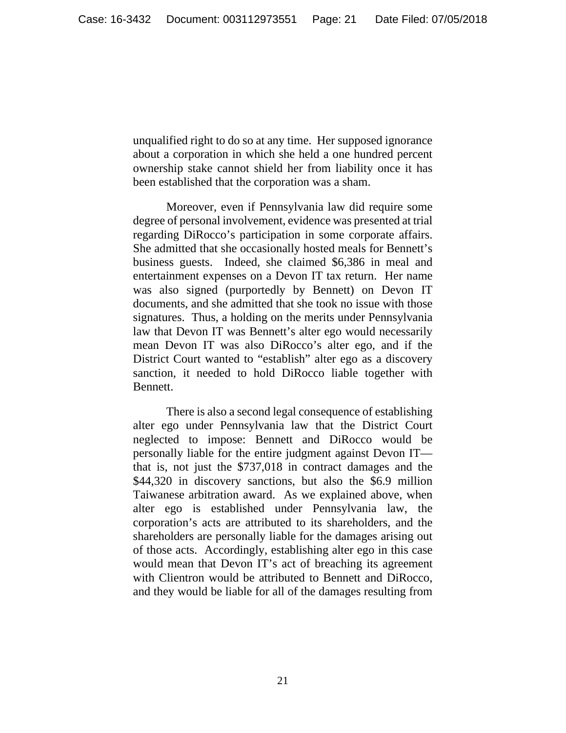unqualified right to do so at any time. Her supposed ignorance about a corporation in which she held a one hundred percent ownership stake cannot shield her from liability once it has been established that the corporation was a sham.

Moreover, even if Pennsylvania law did require some degree of personal involvement, evidence was presented at trial regarding DiRocco's participation in some corporate affairs. She admitted that she occasionally hosted meals for Bennett's business guests. Indeed, she claimed $6,386 in meal and entertainment expenses on a Devon IT tax return. Her name was also signed (purportedly by Bennett) on Devon IT documents, and she admitted that she took no issue with those signatures. Thus, a holding on the merits under Pennsylvania law that Devon IT was Bennett's alter ego would necessarily mean Devon IT was also DiRocco's alter ego, and if the District Court wanted to "establish" alter ego as a discovery sanction, it needed to hold DiRocco liable together with Bennett.

There is also a second legal consequence of establishing alter ego under Pennsylvania law that the District Court neglected to impose: Bennett and DiRocco would be personally liable for the entire judgment against Devon IT—that is, not just the $737,018 in contract damages and the $44,320 in discovery sanctions, but also the $6.9 million Taiwanese arbitration award. As we explained above, when alter ego is established under Pennsylvania law, the corporation's acts are attributed to its shareholders, and the shareholders are personally liable for the damages arising out of those acts. Accordingly, establishing alter ego in this case would mean that Devon IT's act of breaching its agreement with Clientron would be attributed to Bennett and DiRocco, and they would be liable for all of the damages resulting from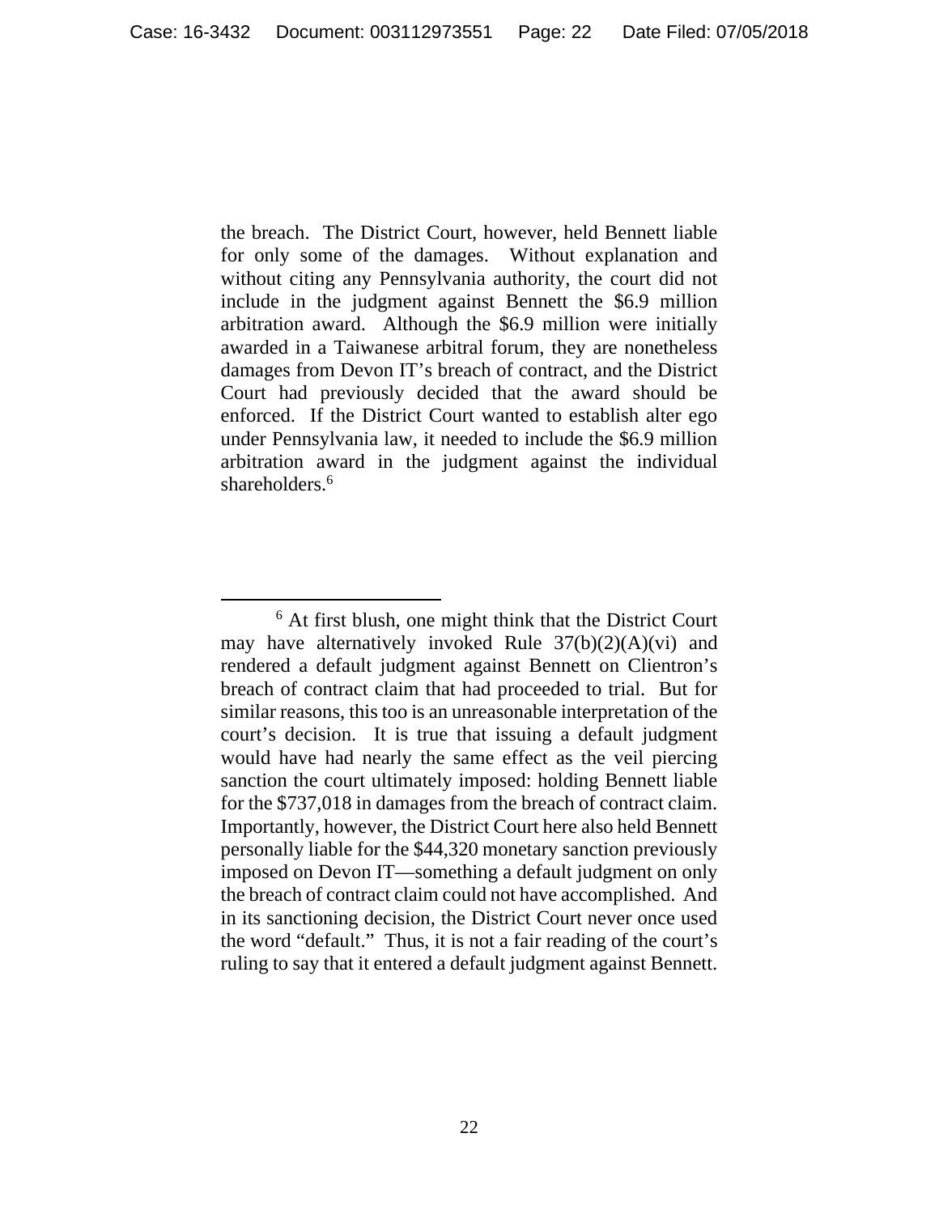the breach. The District Court, however, held Bennett liable for only some of the damages. Without explanation and without citing any Pennsylvania authority, the court did not include in the judgment against Bennett the $6.9 million arbitration award. Although the $6.9 million were initially awarded in a Taiwanese arbitral forum, they are nonetheless damages from Devon IT's breach of contract, and the District Court had previously decided that the award should be enforced. If the District Court wanted to establish alter ego under Pennsylvania law, it needed to include the $6.9 million arbitration award in the judgment against the individual shareholders.[6]

---

[6] At first blush, one might think that the District Court may have alternatively invoked Rule 37(b)(2)(A)(vi) and rendered a default judgment against Bennett on Clientron's breach of contract claim that had proceeded to trial. But for similar reasons, this too is an unreasonable interpretation of the court's decision. It is true that issuing a default judgment would have had nearly the same effect as the veil piercing sanction the court ultimately imposed: holding Bennett liable for the $737,018 in damages from the breach of contract claim. Importantly, however, the District Court here also held Bennett personally liable for the $44,320 monetary sanction previously imposed on Devon IT—something a default judgment on only the breach of contract claim could not have accomplished. And in its sanctioning decision, the District Court never once used the word "default." Thus, it is not a fair reading of the court's ruling to say that it entered a default judgment against Bennett.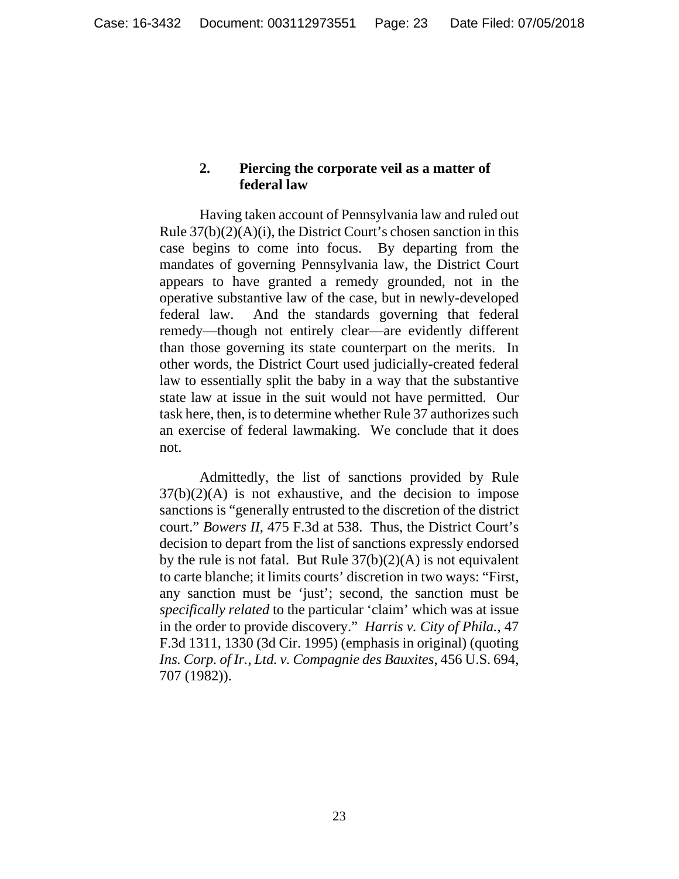### 2. Piercing the corporate veil as a matter of federal law

Having taken account of Pennsylvania law and ruled out Rule 37(b)(2)(A)(i), the District Court's chosen sanction in this case begins to come into focus. By departing from the mandates of governing Pennsylvania law, the District Court appears to have granted a remedy grounded, not in the operative substantive law of the case, but in newly-developed federal law. And the standards governing that federal remedy—though not entirely clear—are evidently different than those governing its state counterpart on the merits. In other words, the District Court used judicially-created federal law to essentially split the baby in a way that the substantive state law at issue in the suit would not have permitted. Our task here, then, is to determine whether Rule 37 authorizes such an exercise of federal lawmaking. We conclude that it does not.

Admittedly, the list of sanctions provided by Rule 37(b)(2)(A) is not exhaustive, and the decision to impose sanctions is "generally entrusted to the discretion of the district court." *Bowers II*, 475 F.3d at 538. Thus, the District Court's decision to depart from the list of sanctions expressly endorsed by the rule is not fatal. But Rule 37(b)(2)(A) is not equivalent to carte blanche; it limits courts' discretion in two ways: "First, any sanction must be 'just'; second, the sanction must be *specifically related* to the particular 'claim' which was at issue in the order to provide discovery." *Harris v. City of Phila.*, 47 F.3d 1311, 1330 (3d Cir. 1995) (emphasis in original) (quoting *Ins. Corp. of Ir., Ltd. v. Compagnie des Bauxites*, 456 U.S. 694, 707 (1982)).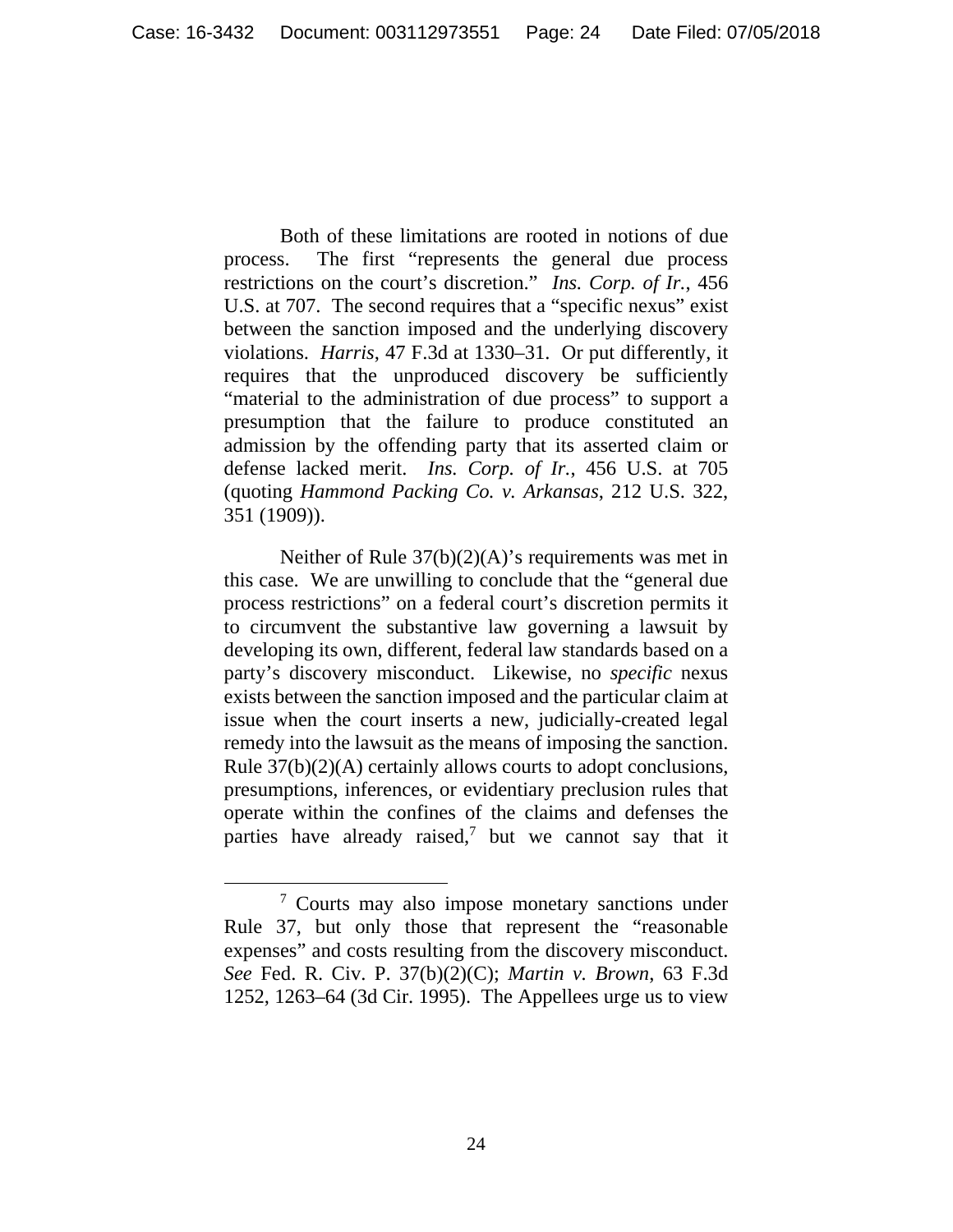Both of these limitations are rooted in notions of due process. The first "represents the general due process restrictions on the court's discretion." *Ins. Corp. of Ir.*, 456 U.S. at 707. The second requires that a "specific nexus" exist between the sanction imposed and the underlying discovery violations. *Harris*, 47 F.3d at 1330–31. Or put differently, it requires that the unproduced discovery be sufficiently "material to the administration of due process" to support a presumption that the failure to produce constituted an admission by the offending party that its asserted claim or defense lacked merit. *Ins. Corp. of Ir.*, 456 U.S. at 705 (quoting *Hammond Packing Co. v. Arkansas*, 212 U.S. 322, 351 (1909)).

Neither of Rule 37(b)(2)(A)'s requirements was met in this case. We are unwilling to conclude that the "general due process restrictions" on a federal court's discretion permits it to circumvent the substantive law governing a lawsuit by developing its own, different, federal law standards based on a party's discovery misconduct. Likewise, no *specific* nexus exists between the sanction imposed and the particular claim at issue when the court inserts a new, judicially-created legal remedy into the lawsuit as the means of imposing the sanction. Rule 37(b)(2)(A) certainly allows courts to adopt conclusions, presumptions, inferences, or evidentiary preclusion rules that operate within the confines of the claims and defenses the parties have already raised,[7] but we cannot say that it

[7] Courts may also impose monetary sanctions under Rule 37, but only those that represent the "reasonable expenses" and costs resulting from the discovery misconduct. *See* Fed. R. Civ. P. 37(b)(2)(C); *Martin v. Brown*, 63 F.3d 1252, 1263–64 (3d Cir. 1995). The Appellees urge us to view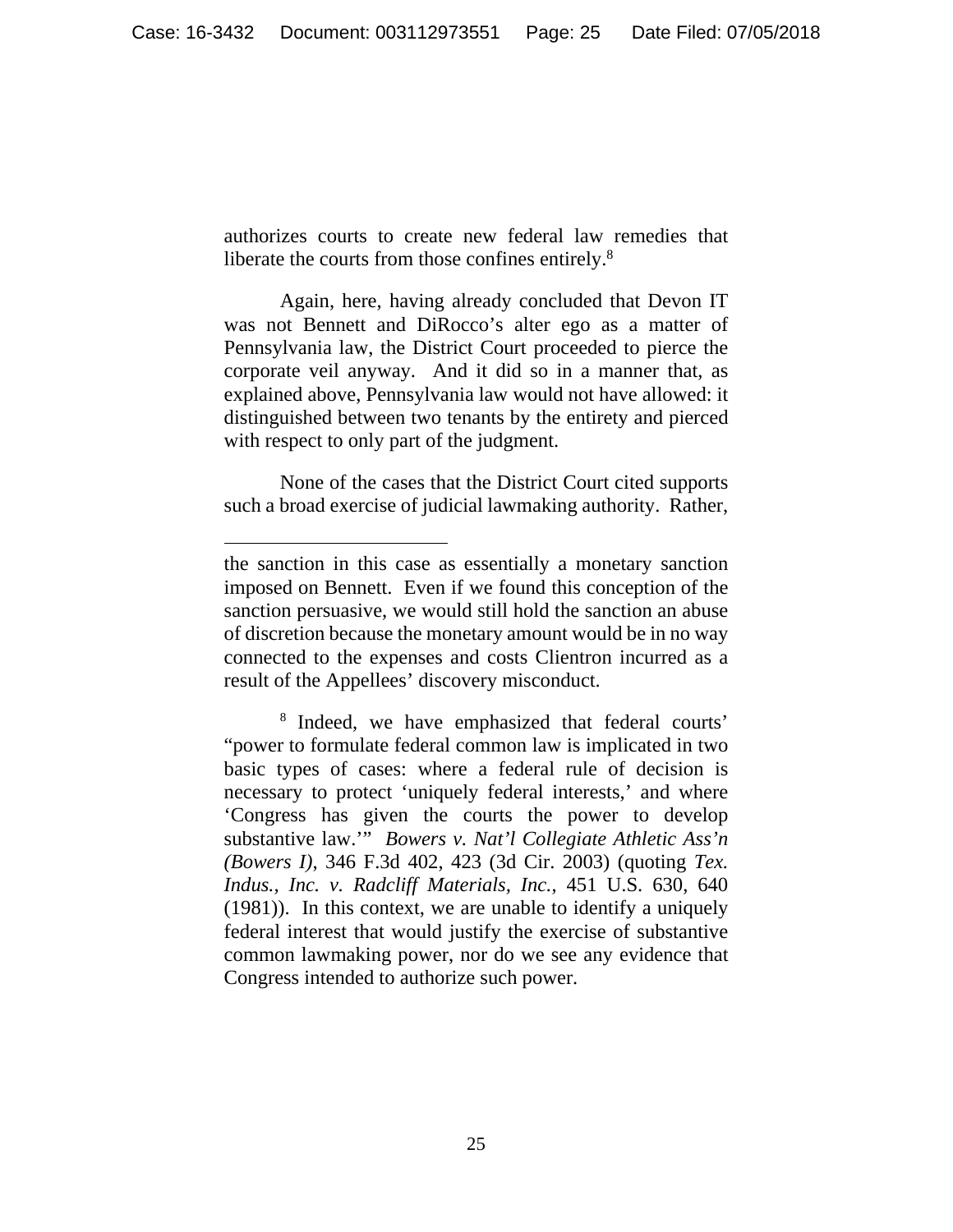authorizes courts to create new federal law remedies that liberate the courts from those confines entirely.[8]

Again, here, having already concluded that Devon IT was not Bennett and DiRocco's alter ego as a matter of Pennsylvania law, the District Court proceeded to pierce the corporate veil anyway. And it did so in a manner that, as explained above, Pennsylvania law would not have allowed: it distinguished between two tenants by the entirety and pierced with respect to only part of the judgment.

None of the cases that the District Court cited supports such a broad exercise of judicial lawmaking authority. Rather,

---

the sanction in this case as essentially a monetary sanction imposed on Bennett. Even if we found this conception of the sanction persuasive, we would still hold the sanction an abuse of discretion because the monetary amount would be in no way connected to the expenses and costs Clientron incurred as a result of the Appellees' discovery misconduct.

[8] Indeed, we have emphasized that federal courts' "power to formulate federal common law is implicated in two basic types of cases: where a federal rule of decision is necessary to protect 'uniquely federal interests,' and where 'Congress has given the courts the power to develop substantive law.'" *Bowers v. Nat'l Collegiate Athletic Ass'n (Bowers I)*, 346 F.3d 402, 423 (3d Cir. 2003) (quoting *Tex. Indus., Inc. v. Radcliff Materials, Inc.*, 451 U.S. 630, 640 (1981)). In this context, we are unable to identify a uniquely federal interest that would justify the exercise of substantive common lawmaking power, nor do we see any evidence that Congress intended to authorize such power.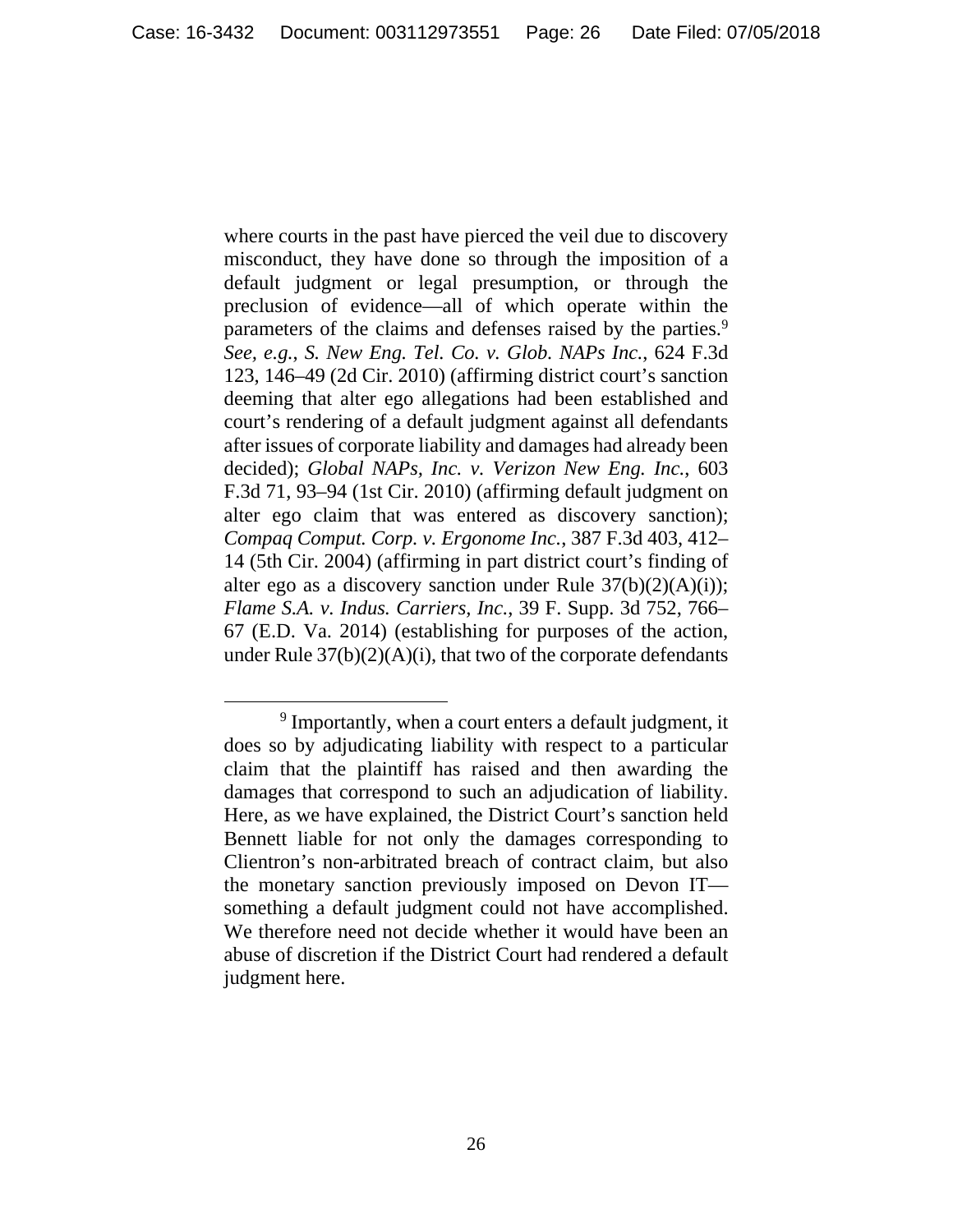where courts in the past have pierced the veil due to discovery misconduct, they have done so through the imposition of a default judgment or legal presumption, or through the preclusion of evidence—all of which operate within the parameters of the claims and defenses raised by the parties.[9] *See, e.g.*, *S. New Eng. Tel. Co. v. Glob. NAPs Inc.*, 624 F.3d 123, 146–49 (2d Cir. 2010) (affirming district court's sanction deeming that alter ego allegations had been established and court's rendering of a default judgment against all defendants after issues of corporate liability and damages had already been decided); *Global NAPs, Inc. v. Verizon New Eng. Inc.*, 603 F.3d 71, 93–94 (1st Cir. 2010) (affirming default judgment on alter ego claim that was entered as discovery sanction); *Compaq Comput. Corp. v. Ergonome Inc.*, 387 F.3d 403, 412–14 (5th Cir. 2004) (affirming in part district court's finding of alter ego as a discovery sanction under Rule 37(b)(2)(A)(i)); *Flame S.A. v. Indus. Carriers, Inc.*, 39 F. Supp. 3d 752, 766–67 (E.D. Va. 2014) (establishing for purposes of the action, under Rule 37(b)(2)(A)(i), that two of the corporate defendants

[9] Importantly, when a court enters a default judgment, it does so by adjudicating liability with respect to a particular claim that the plaintiff has raised and then awarding the damages that correspond to such an adjudication of liability. Here, as we have explained, the District Court's sanction held Bennett liable for not only the damages corresponding to Clientron's non-arbitrated breach of contract claim, but also the monetary sanction previously imposed on Devon IT—something a default judgment could not have accomplished. We therefore need not decide whether it would have been an abuse of discretion if the District Court had rendered a default judgment here.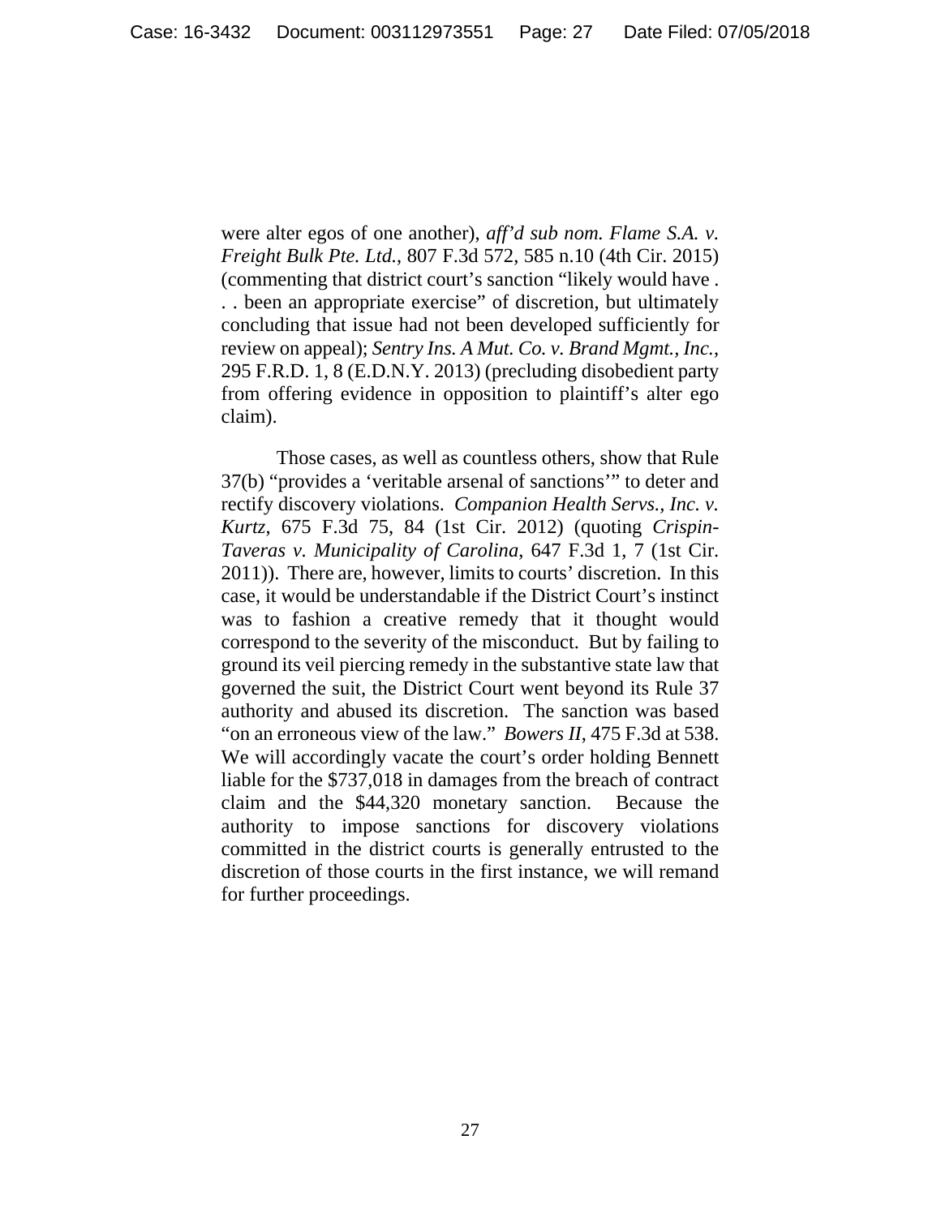were alter egos of one another), *aff'd sub nom. Flame S.A. v. Freight Bulk Pte. Ltd.*, 807 F.3d 572, 585 n.10 (4th Cir. 2015) (commenting that district court's sanction "likely would have . . . been an appropriate exercise" of discretion, but ultimately concluding that issue had not been developed sufficiently for review on appeal); *Sentry Ins. A Mut. Co. v. Brand Mgmt., Inc.*, 295 F.R.D. 1, 8 (E.D.N.Y. 2013) (precluding disobedient party from offering evidence in opposition to plaintiff's alter ego claim).

Those cases, as well as countless others, show that Rule 37(b) "provides a 'veritable arsenal of sanctions'" to deter and rectify discovery violations. *Companion Health Servs., Inc. v. Kurtz*, 675 F.3d 75, 84 (1st Cir. 2012) (quoting *Crispin-Taveras v. Municipality of Carolina*, 647 F.3d 1, 7 (1st Cir. 2011)). There are, however, limits to courts' discretion. In this case, it would be understandable if the District Court's instinct was to fashion a creative remedy that it thought would correspond to the severity of the misconduct. But by failing to ground its veil piercing remedy in the substantive state law that governed the suit, the District Court went beyond its Rule 37 authority and abused its discretion. The sanction was based "on an erroneous view of the law." *Bowers II*, 475 F.3d at 538. We will accordingly vacate the court's order holding Bennett liable for the $737,018 in damages from the breach of contract claim and the $44,320 monetary sanction. Because the authority to impose sanctions for discovery violations committed in the district courts is generally entrusted to the discretion of those courts in the first instance, we will remand for further proceedings.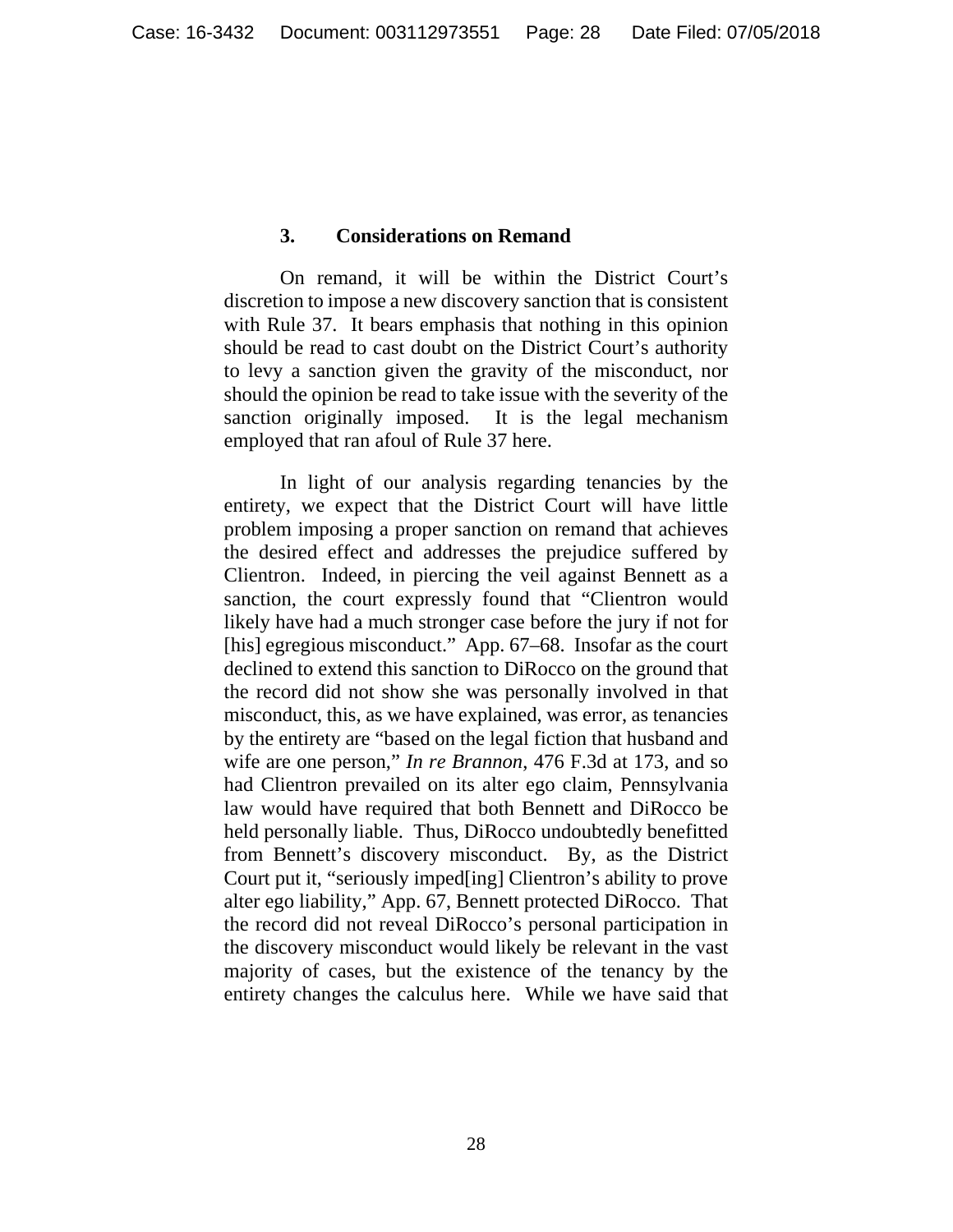### 3. Considerations on Remand

On remand, it will be within the District Court's discretion to impose a new discovery sanction that is consistent with Rule 37. It bears emphasis that nothing in this opinion should be read to cast doubt on the District Court's authority to levy a sanction given the gravity of the misconduct, nor should the opinion be read to take issue with the severity of the sanction originally imposed. It is the legal mechanism employed that ran afoul of Rule 37 here.

In light of our analysis regarding tenancies by the entirety, we expect that the District Court will have little problem imposing a proper sanction on remand that achieves the desired effect and addresses the prejudice suffered by Clientron. Indeed, in piercing the veil against Bennett as a sanction, the court expressly found that "Clientron would likely have had a much stronger case before the jury if not for [his] egregious misconduct." App. 67–68. Insofar as the court declined to extend this sanction to DiRocco on the ground that the record did not show she was personally involved in that misconduct, this, as we have explained, was error, as tenancies by the entirety are "based on the legal fiction that husband and wife are one person," *In re Brannon*, 476 F.3d at 173, and so had Clientron prevailed on its alter ego claim, Pennsylvania law would have required that both Bennett and DiRocco be held personally liable. Thus, DiRocco undoubtedly benefitted from Bennett's discovery misconduct. By, as the District Court put it, "seriously imped[ing] Clientron's ability to prove alter ego liability," App. 67, Bennett protected DiRocco. That the record did not reveal DiRocco's personal participation in the discovery misconduct would likely be relevant in the vast majority of cases, but the existence of the tenancy by the entirety changes the calculus here. While we have said that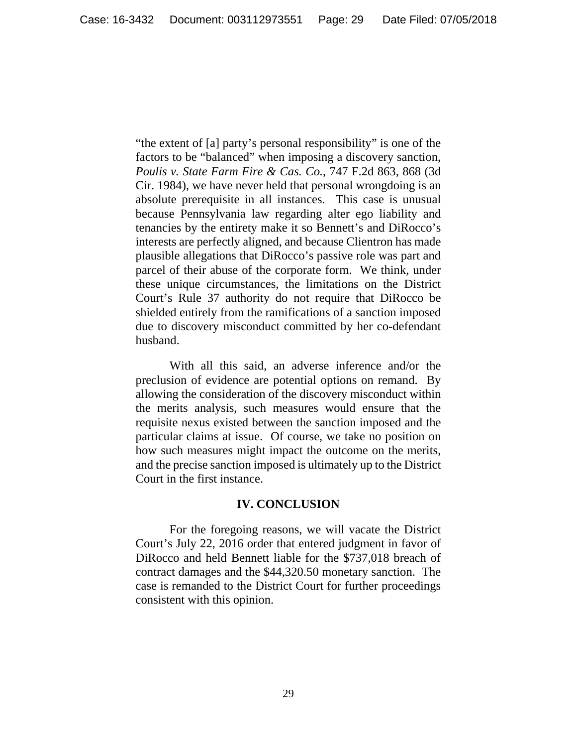"the extent of [a] party's personal responsibility" is one of the factors to be "balanced" when imposing a discovery sanction, *Poulis v. State Farm Fire & Cas. Co.*, 747 F.2d 863, 868 (3d Cir. 1984), we have never held that personal wrongdoing is an absolute prerequisite in all instances. This case is unusual because Pennsylvania law regarding alter ego liability and tenancies by the entirety make it so Bennett's and DiRocco's interests are perfectly aligned, and because Clientron has made plausible allegations that DiRocco's passive role was part and parcel of their abuse of the corporate form. We think, under these unique circumstances, the limitations on the District Court's Rule 37 authority do not require that DiRocco be shielded entirely from the ramifications of a sanction imposed due to discovery misconduct committed by her co-defendant husband.

With all this said, an adverse inference and/or the preclusion of evidence are potential options on remand. By allowing the consideration of the discovery misconduct within the merits analysis, such measures would ensure that the requisite nexus existed between the sanction imposed and the particular claims at issue. Of course, we take no position on how such measures might impact the outcome on the merits, and the precise sanction imposed is ultimately up to the District Court in the first instance.

## IV. CONCLUSION

For the foregoing reasons, we will vacate the District Court's July 22, 2016 order that entered judgment in favor of DiRocco and held Bennett liable for the $737,018 breach of contract damages and the $44,320.50 monetary sanction. The case is remanded to the District Court for further proceedings consistent with this opinion.